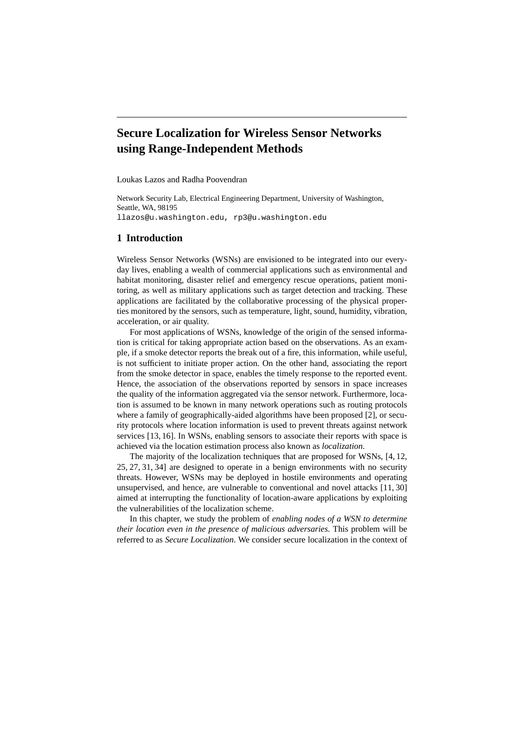# Secure Localization for Wireless Sensor Networks using Range-Independent Methods

Loukas Lazos and Radha Poovendran

Network Security Lab, Electrical Engineering Department, University of Washington, Seattle, WA, 98195
llazos@u.washington.edu, rp3@u.washington.edu

## 1 Introduction

Wireless Sensor Networks (WSNs) are envisioned to be integrated into our everyday lives, enabling a wealth of commercial applications such as environmental and habitat monitoring, disaster relief and emergency rescue operations, patient monitoring, as well as military applications such as target detection and tracking. These applications are facilitated by the collaborative processing of the physical properties monitored by the sensors, such as temperature, light, sound, humidity, vibration, acceleration, or air quality.

For most applications of WSNs, knowledge of the origin of the sensed information is critical for taking appropriate action based on the observations. As an example, if a smoke detector reports the break out of a fire, this information, while useful, is not sufficient to initiate proper action. On the other hand, associating the report from the smoke detector in space, enables the timely response to the reported event. Hence, the association of the observations reported by sensors in space increases the quality of the information aggregated via the sensor network. Furthermore, location is assumed to be known in many network operations such as routing protocols where a family of geographically-aided algorithms have been proposed [2], or security protocols where location information is used to prevent threats against network services [13, 16]. In WSNs, enabling sensors to associate their reports with space is achieved via the location estimation process also known as *localization*.

The majority of the localization techniques that are proposed for WSNs, [4, 12, 25, 27, 31, 34] are designed to operate in a benign environments with no security threats. However, WSNs may be deployed in hostile environments and operating unsupervised, and hence, are vulnerable to conventional and novel attacks [11, 30] aimed at interrupting the functionality of location-aware applications by exploiting the vulnerabilities of the localization scheme.

In this chapter, we study the problem of *enabling nodes of a WSN to determine their location even in the presence of malicious adversaries.* This problem will be referred to as *Secure Localization*. We consider secure localization in the context of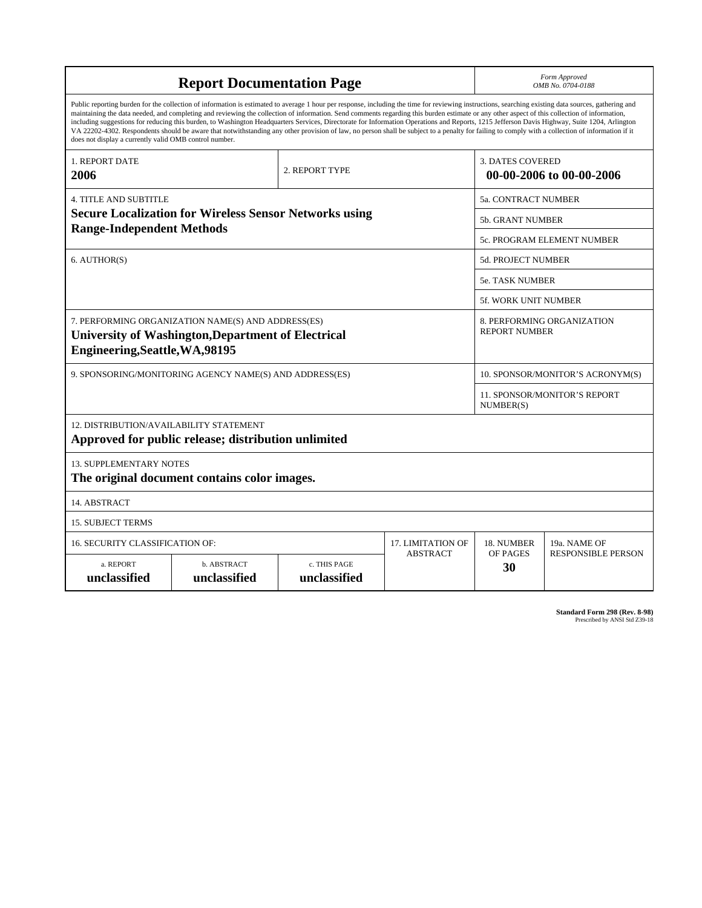# Report Documentation Page

*Form Approved*
*OMB No. 0704-0188*

Public reporting burden for the collection of information is estimated to average 1 hour per response, including the time for reviewing instructions, searching existing data sources, gathering and maintaining the data needed, and completing and reviewing the collection of information. Send comments regarding this burden estimate or any other aspect of this collection of information, including suggestions for reducing this burden, to Washington Headquarters Services, Directorate for Information Operations and Reports, 1215 Jefferson Davis Highway, Suite 1204, Arlington VA 22202-4302. Respondents should be aware that notwithstanding any other provision of law, no person shall be subject to a penalty for failing to comply with a collection of information if it does not display a currently valid OMB control number.

| | | |
|---|---|---|
| 1. REPORT DATE<br>**2006** | 2. REPORT TYPE | 3. DATES COVERED<br>**00-00-2006 to 00-00-2006** |

| | |
|---|---|
| 4. TITLE AND SUBTITLE<br>**Secure Localization for Wireless Sensor Networks using Range-Independent Methods** | 5a. CONTRACT NUMBER |
| | 5b. GRANT NUMBER |
| | 5c. PROGRAM ELEMENT NUMBER |
| 6. AUTHOR(S) | 5d. PROJECT NUMBER |
| | 5e. TASK NUMBER |
| | 5f. WORK UNIT NUMBER |
| 7. PERFORMING ORGANIZATION NAME(S) AND ADDRESS(ES)<br>**University of Washington,Department of Electrical Engineering,Seattle,WA,98195** | 8. PERFORMING ORGANIZATION REPORT NUMBER |
| 9. SPONSORING/MONITORING AGENCY NAME(S) AND ADDRESS(ES) | 10. SPONSOR/MONITOR'S ACRONYM(S) |
| | 11. SPONSOR/MONITOR'S REPORT NUMBER(S) |

12. DISTRIBUTION/AVAILABILITY STATEMENT
**Approved for public release; distribution unlimited**

13. SUPPLEMENTARY NOTES
**The original document contains color images.**

14. ABSTRACT

15. SUBJECT TERMS

| 16. SECURITY CLASSIFICATION OF: | | | 17. LIMITATION OF ABSTRACT | 18. NUMBER OF PAGES | 19a. NAME OF RESPONSIBLE PERSON |
|---|---|---|---|---|---|
| a. REPORT<br>**unclassified** | b. ABSTRACT<br>**unclassified** | c. THIS PAGE<br>**unclassified** | | **30** | |

**Standard Form 298 (Rev. 8-98)**
Prescribed by ANSI Std Z39-18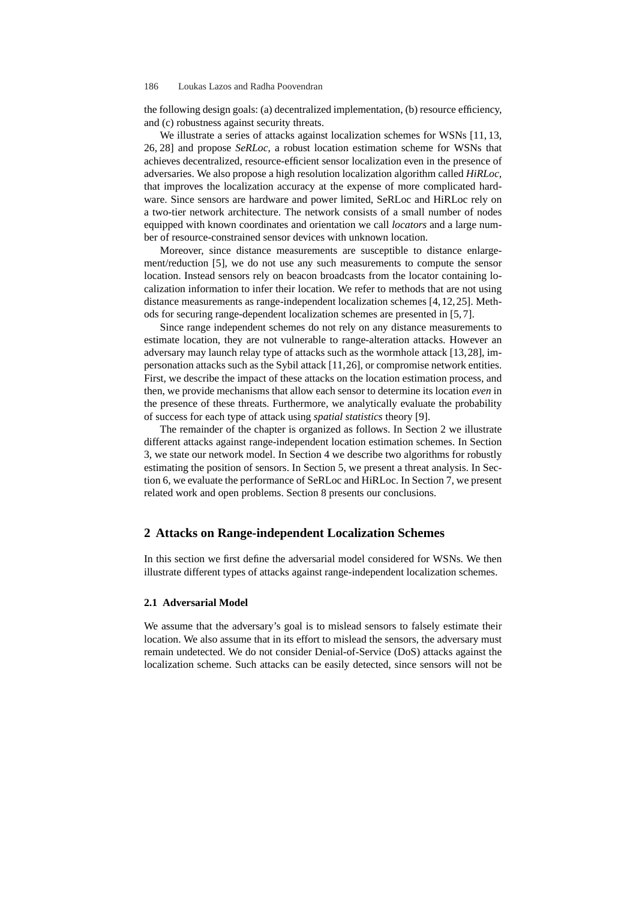the following design goals: (a) decentralized implementation, (b) resource efficiency, and (c) robustness against security threats.

We illustrate a series of attacks against localization schemes for WSNs [11, 13, 26, 28] and propose *SeRLoc*, a robust location estimation scheme for WSNs that achieves decentralized, resource-efficient sensor localization even in the presence of adversaries. We also propose a high resolution localization algorithm called *HiRLoc*, that improves the localization accuracy at the expense of more complicated hardware. Since sensors are hardware and power limited, SeRLoc and HiRLoc rely on a two-tier network architecture. The network consists of a small number of nodes equipped with known coordinates and orientation we call *locators* and a large number of resource-constrained sensor devices with unknown location.

Moreover, since distance measurements are susceptible to distance enlargement/reduction [5], we do not use any such measurements to compute the sensor location. Instead sensors rely on beacon broadcasts from the locator containing localization information to infer their location. We refer to methods that are not using distance measurements as range-independent localization schemes [4, 12, 25]. Methods for securing range-dependent localization schemes are presented in [5, 7].

Since range independent schemes do not rely on any distance measurements to estimate location, they are not vulnerable to range-alteration attacks. However an adversary may launch relay type of attacks such as the wormhole attack [13, 28], impersonation attacks such as the Sybil attack [11, 26], or compromise network entities. First, we describe the impact of these attacks on the location estimation process, and then, we provide mechanisms that allow each sensor to determine its location *even* in the presence of these threats. Furthermore, we analytically evaluate the probability of success for each type of attack using *spatial statistics* theory [9].

The remainder of the chapter is organized as follows. In Section 2 we illustrate different attacks against range-independent location estimation schemes. In Section 3, we state our network model. In Section 4 we describe two algorithms for robustly estimating the position of sensors. In Section 5, we present a threat analysis. In Section 6, we evaluate the performance of SeRLoc and HiRLoc. In Section 7, we present related work and open problems. Section 8 presents our conclusions.

## 2 Attacks on Range-independent Localization Schemes

In this section we first define the adversarial model considered for WSNs. We then illustrate different types of attacks against range-independent localization schemes.

### 2.1 Adversarial Model

We assume that the adversary's goal is to mislead sensors to falsely estimate their location. We also assume that in its effort to mislead the sensors, the adversary must remain undetected. We do not consider Denial-of-Service (DoS) attacks against the localization scheme. Such attacks can be easily detected, since sensors will not be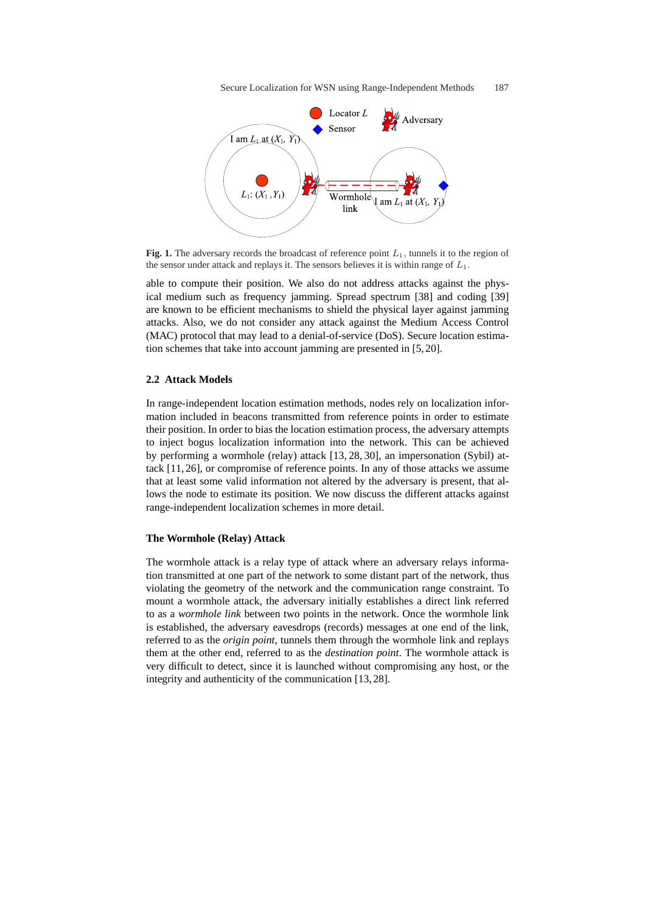Locator $L$

Sensor

Adversary

I am $L_1$ at $(X_1, Y_1)$

$L_1$: $(X_1, Y_1)$

Wormhole link

I am $L_1$ at $(X_1, Y_1)$

**Fig. 1.** The adversary records the broadcast of reference point $L_1$, tunnels it to the region of the sensor under attack and replays it. The sensors believes it is within range of $L_1$.

able to compute their position. We also do not address attacks against the physical medium such as frequency jamming. Spread spectrum [38] and coding [39] are known to be efficient mechanisms to shield the physical layer against jamming attacks. Also, we do not consider any attack against the Medium Access Control (MAC) protocol that may lead to a denial-of-service (DoS). Secure location estimation schemes that take into account jamming are presented in [5, 20].

### 2.2 Attack Models

In range-independent location estimation methods, nodes rely on localization information included in beacons transmitted from reference points in order to estimate their position. In order to bias the location estimation process, the adversary attempts to inject bogus localization information into the network. This can be achieved by performing a wormhole (relay) attack [13, 28, 30], an impersonation (Sybil) attack [11, 26], or compromise of reference points. In any of those attacks we assume that at least some valid information not altered by the adversary is present, that allows the node to estimate its position. We now discuss the different attacks against range-independent localization schemes in more detail.

#### The Wormhole (Relay) Attack

The wormhole attack is a relay type of attack where an adversary relays information transmitted at one part of the network to some distant part of the network, thus violating the geometry of the network and the communication range constraint. To mount a wormhole attack, the adversary initially establishes a direct link referred to as a *wormhole link* between two points in the network. Once the wormhole link is established, the adversary eavesdrops (records) messages at one end of the link, referred to as the *origin point*, tunnels them through the wormhole link and replays them at the other end, referred to as the *destination point*. The wormhole attack is very difficult to detect, since it is launched without compromising any host, or the integrity and authenticity of the communication [13, 28].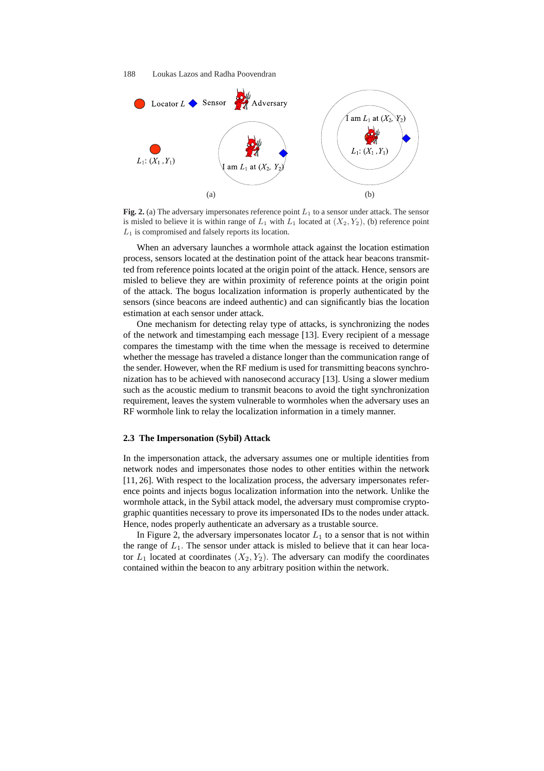Locator $L$ Sensor Adversary

$L_1$: $(X_1, Y_1)$

I am $L_1$ at $(X_2, Y_2)$

(a)

I am $L_1$ at $(X_2, Y_2)$

$L_1$: $(X_1, Y_1)$

(b)

**Fig. 2.** (a) The adversary impersonates reference point $L_1$ to a sensor under attack. The sensor is misled to believe it is within range of $L_1$ with $L_1$ located at $(X_2, Y_2)$, (b) reference point $L_1$ is compromised and falsely reports its location.

When an adversary launches a wormhole attack against the location estimation process, sensors located at the destination point of the attack hear beacons transmitted from reference points located at the origin point of the attack. Hence, sensors are misled to believe they are within proximity of reference points at the origin point of the attack. The bogus localization information is properly authenticated by the sensors (since beacons are indeed authentic) and can significantly bias the location estimation at each sensor under attack.

One mechanism for detecting relay type of attacks, is synchronizing the nodes of the network and timestamping each message [13]. Every recipient of a message compares the timestamp with the time when the message is received to determine whether the message has traveled a distance longer than the communication range of the sender. However, when the RF medium is used for transmitting beacons synchronization has to be achieved with nanosecond accuracy [13]. Using a slower medium such as the acoustic medium to transmit beacons to avoid the tight synchronization requirement, leaves the system vulnerable to wormholes when the adversary uses an RF wormhole link to relay the localization information in a timely manner.

### 2.3 The Impersonation (Sybil) Attack

In the impersonation attack, the adversary assumes one or multiple identities from network nodes and impersonates those nodes to other entities within the network [11, 26]. With respect to the localization process, the adversary impersonates reference points and injects bogus localization information into the network. Unlike the wormhole attack, in the Sybil attack model, the adversary must compromise cryptographic quantities necessary to prove its impersonated IDs to the nodes under attack. Hence, nodes properly authenticate an adversary as a trustable source.

In Figure 2, the adversary impersonates locator $L_1$ to a sensor that is not within the range of $L_1$. The sensor under attack is misled to believe that it can hear locator $L_1$ located at coordinates $(X_2, Y_2)$. The adversary can modify the coordinates contained within the beacon to any arbitrary position within the network.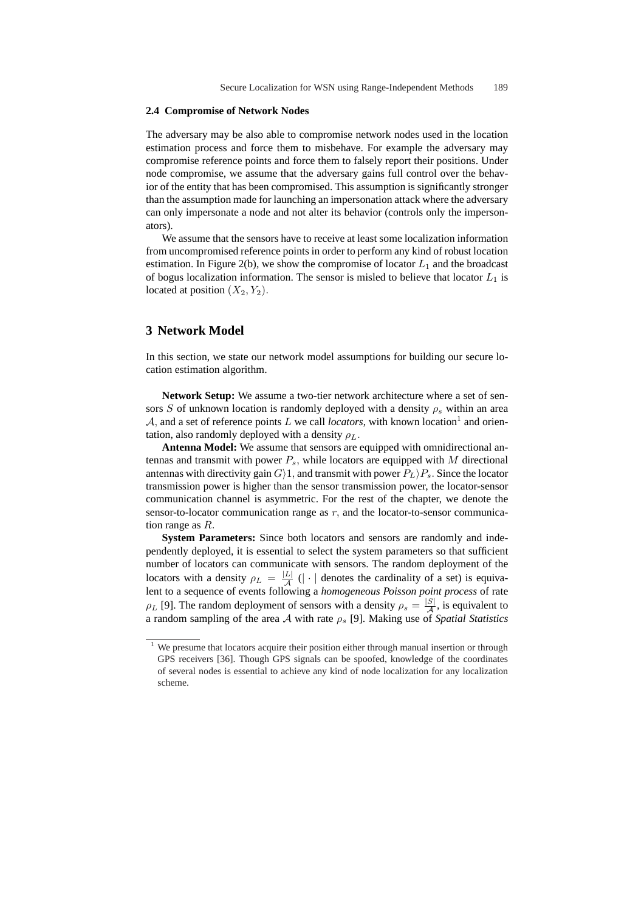### 2.4 Compromise of Network Nodes

The adversary may be also able to compromise network nodes used in the location estimation process and force them to misbehave. For example the adversary may compromise reference points and force them to falsely report their positions. Under node compromise, we assume that the adversary gains full control over the behavior of the entity that has been compromised. This assumption is significantly stronger than the assumption made for launching an impersonation attack where the adversary can only impersonate a node and not alter its behavior (controls only the impersonators).

We assume that the sensors have to receive at least some localization information from uncompromised reference points in order to perform any kind of robust location estimation. In Figure 2(b), we show the compromise of locator $L_1$ and the broadcast of bogus localization information. The sensor is misled to believe that locator $L_1$ is located at position $(X_2, Y_2)$.

## 3 Network Model

In this section, we state our network model assumptions for building our secure location estimation algorithm.

**Network Setup:** We assume a two-tier network architecture where a set of sensors $S$ of unknown location is randomly deployed with a density $\rho_s$ within an area $\mathcal{A}$, and a set of reference points $L$ we call *locators*, with known location[1] and orientation, also randomly deployed with a density $\rho_L$.

**Antenna Model:** We assume that sensors are equipped with omnidirectional antennas and transmit with power $P_s$, while locators are equipped with $M$ directional antennas with directivity gain $G\rangle 1$, and transmit with power $P_L \rangle P_s$. Since the locator transmission power is higher than the sensor transmission power, the locator-sensor communication channel is asymmetric. For the rest of the chapter, we denote the sensor-to-locator communication range as $r$, and the locator-to-sensor communication range as $R$.

**System Parameters:** Since both locators and sensors are randomly and independently deployed, it is essential to select the system parameters so that sufficient number of locators can communicate with sensors. The random deployment of the locators with a density $\rho_L = \frac{|L|}{\mathcal{A}}$ ($| \cdot |$ denotes the cardinality of a set) is equivalent to a sequence of events following a *homogeneous Poisson point process* of rate $\rho_L$ [9]. The random deployment of sensors with a density $\rho_s = \frac{|S|}{\mathcal{A}}$, is equivalent to a random sampling of the area $\mathcal{A}$ with rate $\rho_s$ [9]. Making use of *Spatial Statistics*

---

[1] We presume that locators acquire their position either through manual insertion or through GPS receivers [36]. Though GPS signals can be spoofed, knowledge of the coordinates of several nodes is essential to achieve any kind of node localization for any localization scheme.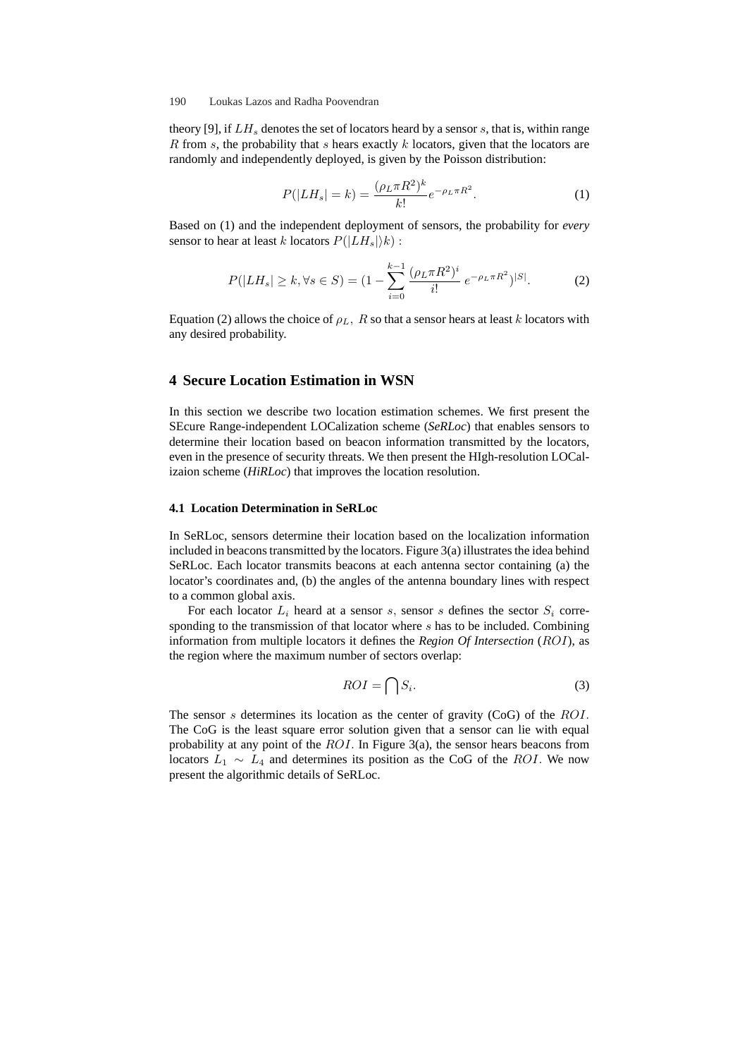theory [9], if $LH_s$ denotes the set of locators heard by a sensor $s$, that is, within range $R$ from $s$, the probability that $s$ hears exactly $k$ locators, given that the locators are randomly and independently deployed, is given by the Poisson distribution:

$$P(|LH_s| = k) = \frac{(\rho_L \pi R^2)^k}{k!} e^{-\rho_L \pi R^2}. \tag{1}$$

Based on (1) and the independent deployment of sensors, the probability for *every* sensor to hear at least $k$ locators $P(|LH_s|\rangle k)$ :

$$P(|LH_s| \geq k, \forall s \in S) = (1 - \sum_{i=0}^{k-1} \frac{(\rho_L \pi R^2)^i}{i!} \, e^{-\rho_L \pi R^2})^{|S|}. \tag{2}$$

Equation (2) allows the choice of $\rho_L, \ R$ so that a sensor hears at least $k$ locators with any desired probability.

## 4 Secure Location Estimation in WSN

In this section we describe two location estimation schemes. We first present the SEcure Range-independent LOCalization scheme (***SeRLoc***) that enables sensors to determine their location based on beacon information transmitted by the locators, even in the presence of security threats. We then present the HIgh-resolution LOCalizaion scheme (***HiRLoc***) that improves the location resolution.

### 4.1 Location Determination in SeRLoc

In SeRLoc, sensors determine their location based on the localization information included in beacons transmitted by the locators. Figure 3(a) illustrates the idea behind SeRLoc. Each locator transmits beacons at each antenna sector containing (a) the locator's coordinates and, (b) the angles of the antenna boundary lines with respect to a common global axis.

For each locator $L_i$ heard at a sensor $s$, sensor $s$ defines the sector $S_i$ corresponding to the transmission of that locator where $s$ has to be included. Combining information from multiple locators it defines the ***Region Of Intersection*** ($ROI$), as the region where the maximum number of sectors overlap:

$$ROI = \bigcap S_i. \tag{3}$$

The sensor $s$ determines its location as the center of gravity (CoG) of the $ROI$. The CoG is the least square error solution given that a sensor can lie with equal probability at any point of the $ROI$. In Figure 3(a), the sensor hears beacons from locators $L_1 \sim L_4$ and determines its position as the CoG of the $ROI$. We now present the algorithmic details of SeRLoc.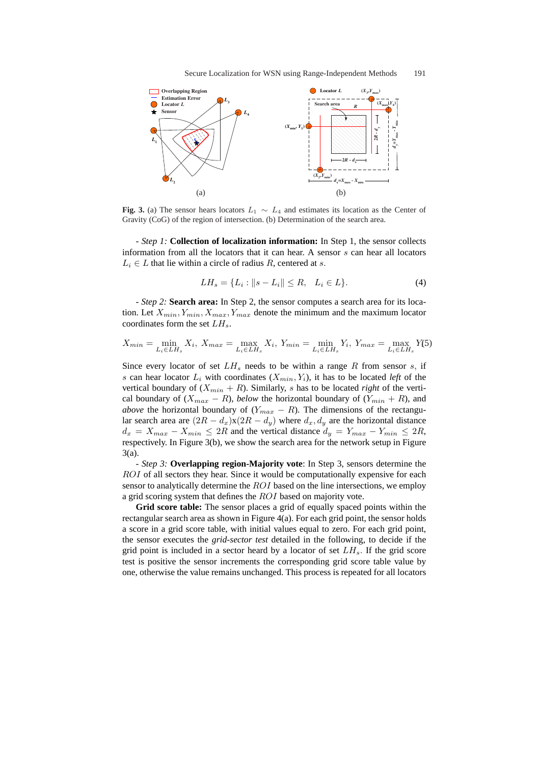Overlapping Region
Estimation Error
Locator $L$
Sensor
$L_3$
$L_4$
$L_1$
$L_2$
(a)

Locator $L$
$(X_3, Y_{max})$
Search area
$R$
$(X_{max}, Y_4)$
$(X_{min}, Y_1)$
$2R - d_y$
$d_y = Y_{max} - Y_{min}$
$2R - d_x$
$(X_2, Y_{min})$
$d_x = X_{max} - X_{min}$
(b)

**Fig. 3.** (a) The sensor hears locators $L_1 \sim L_4$ and estimates its location as the Center of Gravity (CoG) of the region of intersection. (b) Determination of the search area.

- *Step 1:* **Collection of localization information:** In Step 1, the sensor collects information from all the locators that it can hear. A sensor $s$ can hear all locators $L_i \in L$ that lie within a circle of radius $R$, centered at $s$.

$$LH_s = \{L_i : \|s - L_i\| \leq R, \quad L_i \in L\}. \tag{4}$$

- *Step 2:* **Search area:** In Step 2, the sensor computes a search area for its location. Let $X_{min}, Y_{min}, X_{max}, Y_{max}$ denote the minimum and the maximum locator coordinates form the set $LH_s$.

$$X_{min} = \min_{L_i \in LH_s} X_i, \; X_{max} = \max_{L_i \in LH_s} X_i, \; Y_{min} = \min_{L_i \in LH_s} Y_i, \; Y_{max} = \max_{L_i \in LH_s} Y_i \tag{5}$$

Since every locator of set $LH_s$ needs to be within a range $R$ from sensor $s$, if $s$ can hear locator $L_i$ with coordinates $(X_{min}, Y_i)$, it has to be located *left* of the vertical boundary of $(X_{min} + R)$. Similarly, $s$ has to be located *right* of the vertical boundary of $(X_{max} - R)$, *below* the horizontal boundary of $(Y_{min} + R)$, and *above* the horizontal boundary of $(Y_{max} - R)$. The dimensions of the rectangular search area are $(2R - d_x)$x$(2R - d_y)$ where $d_x, d_y$ are the horizontal distance $d_x = X_{max} - X_{min} \leq 2R$ and the vertical distance $d_y = Y_{max} - Y_{min} \leq 2R$, respectively. In Figure 3(b), we show the search area for the network setup in Figure 3(a).

- *Step 3:* **Overlapping region-Majority vote**: In Step 3, sensors determine the $ROI$ of all sectors they hear. Since it would be computationally expensive for each sensor to analytically determine the $ROI$ based on the line intersections, we employ a grid scoring system that defines the $ROI$ based on majority vote.

**Grid score table:** The sensor places a grid of equally spaced points within the rectangular search area as shown in Figure 4(a). For each grid point, the sensor holds a score in a grid score table, with initial values equal to zero. For each grid point, the sensor executes the ***grid-sector test*** detailed in the following, to decide if the grid point is included in a sector heard by a locator of set $LH_s$. If the grid score test is positive the sensor increments the corresponding grid score table value by one, otherwise the value remains unchanged. This process is repeated for all locators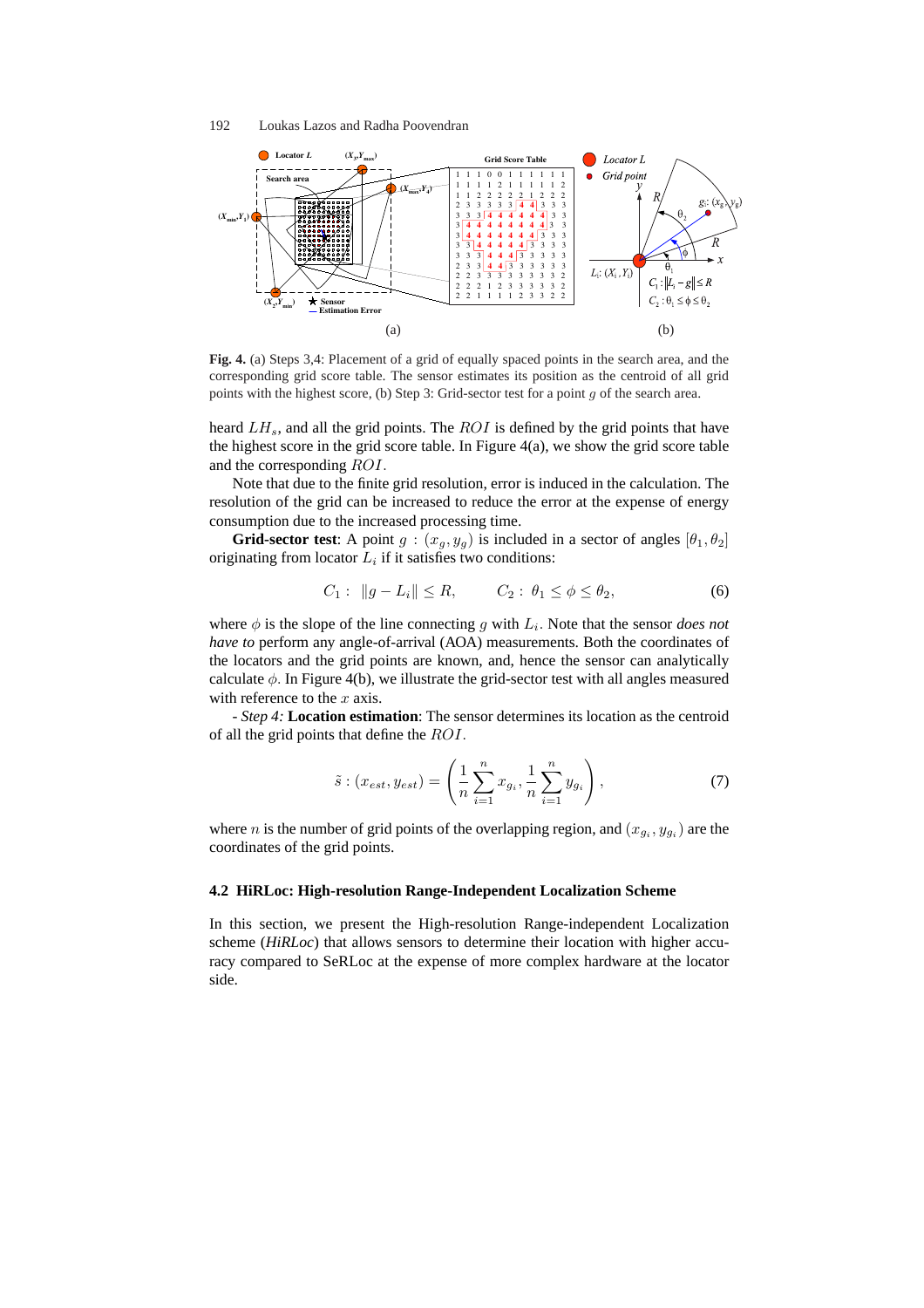Fig. 4. (a) Steps 3,4: Placement of a grid of equally spaced points in the search area, and the corresponding grid score table. The sensor estimates its position as the centroid of all grid points with the highest score, (b) Step 3: Grid-sector test for a point $g$ of the search area.

heard $LH_s$, and all the grid points. The $ROI$ is defined by the grid points that have the highest score in the grid score table. In Figure 4(a), we show the grid score table and the corresponding $ROI$.

Note that due to the finite grid resolution, error is induced in the calculation. The resolution of the grid can be increased to reduce the error at the expense of energy consumption due to the increased processing time.

**Grid-sector test**: A point $g : (x_g, y_g)$ is included in a sector of angles $[\theta_1, \theta_2]$ originating from locator $L_i$ if it satisfies two conditions:

$$C_1 : \ \|g - L_i\| \leq R, \qquad C_2 : \ \theta_1 \leq \phi \leq \theta_2, \tag{6}$$

where $\phi$ is the slope of the line connecting $g$ with $L_i$. Note that the sensor *does not have to* perform any angle-of-arrival (AOA) measurements. Both the coordinates of the locators and the grid points are known, and, hence the sensor can analytically calculate $\phi$. In Figure 4(b), we illustrate the grid-sector test with all angles measured with reference to the $x$ axis.

*- Step 4:* **Location estimation**: The sensor determines its location as the centroid of all the grid points that define the $ROI$.

$$\tilde{s} : (x_{est}, y_{est}) = \left( \frac{1}{n} \sum_{i=1}^{n} x_{g_i}, \frac{1}{n} \sum_{i=1}^{n} y_{g_i} \right), \tag{7}$$

where $n$ is the number of grid points of the overlapping region, and $(x_{g_i}, y_{g_i})$ are the coordinates of the grid points.

### 4.2 HiRLoc: High-resolution Range-Independent Localization Scheme

In this section, we present the High-resolution Range-independent Localization scheme (*HiRLoc*) that allows sensors to determine their location with higher accuracy compared to SeRLoc at the expense of more complex hardware at the locator side.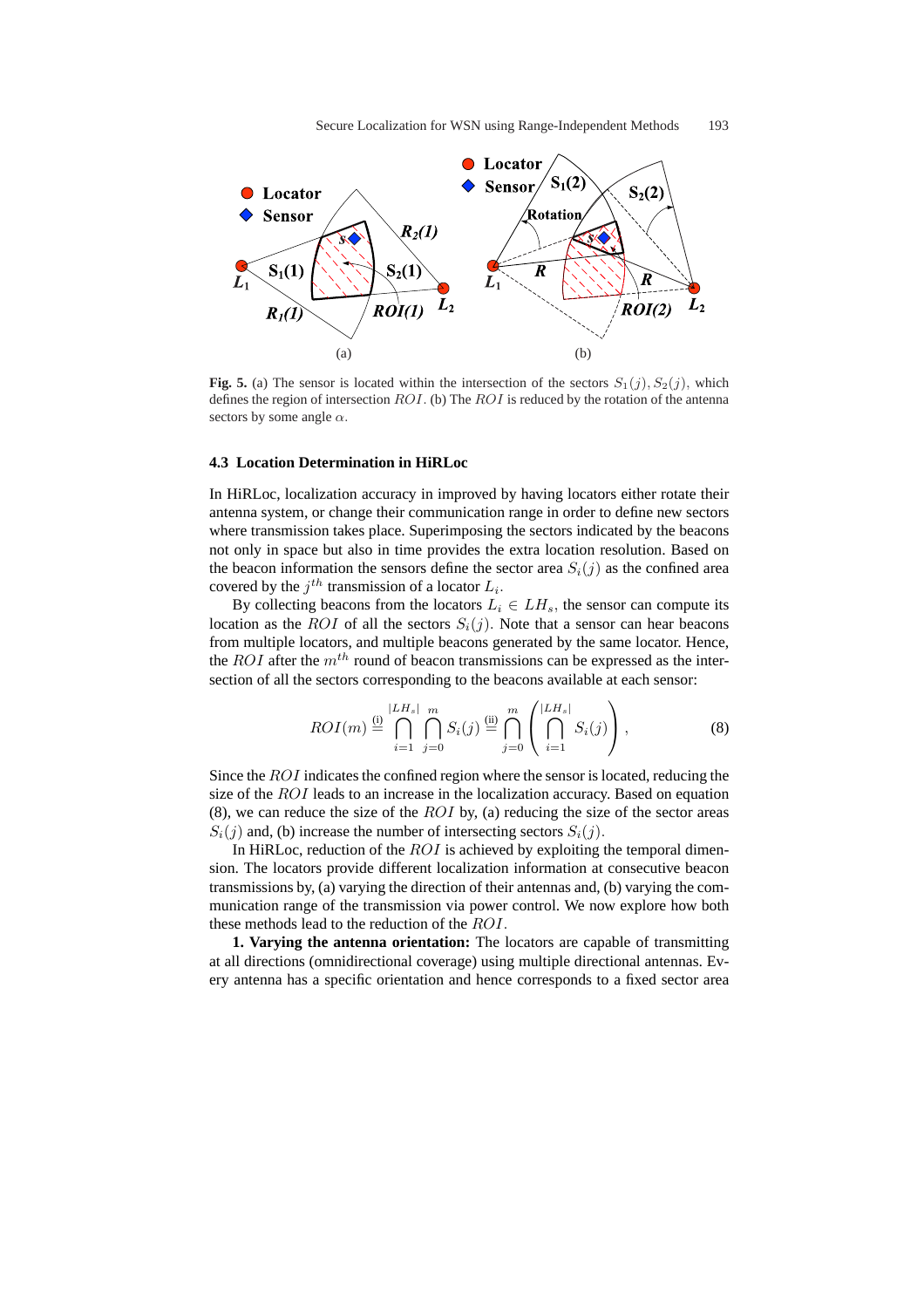Locator

Sensor

$S_1(1)$

$S_2(1)$

$R_2(1)$

$R_1(1)$

$ROI(1)$

$L_1$

$L_2$

$s$

(a)

Locator

Sensor

$S_1(2)$

$S_2(2)$

Rotation

$R$

$R$

$ROI(2)$

$L_1$

$L_2$

$s$

(b)

**Fig. 5.** (a) The sensor is located within the intersection of the sectors $S_1(j), S_2(j)$, which defines the region of intersection $ROI$. (b) The $ROI$ is reduced by the rotation of the antenna sectors by some angle $\alpha$.

### 4.3 Location Determination in HiRLoc

In HiRLoc, localization accuracy in improved by having locators either rotate their antenna system, or change their communication range in order to define new sectors where transmission takes place. Superimposing the sectors indicated by the beacons not only in space but also in time provides the extra location resolution. Based on the beacon information the sensors define the sector area $S_i(j)$ as the confined area covered by the $j^{th}$ transmission of a locator $L_i$.

By collecting beacons from the locators $L_i \in LH_s$, the sensor can compute its location as the $ROI$ of all the sectors $S_i(j)$. Note that a sensor can hear beacons from multiple locators, and multiple beacons generated by the same locator. Hence, the $ROI$ after the $m^{th}$ round of beacon transmissions can be expressed as the intersection of all the sectors corresponding to the beacons available at each sensor:

$$ROI(m) \overset{\text{(i)}}{=} \bigcap_{i=1}^{|LH_s|} \bigcap_{j=0}^{m} S_i(j) \overset{\text{(ii)}}{=} \bigcap_{j=0}^{m} \left( \bigcap_{i=1}^{|LH_s|} S_i(j) \right), \tag{8}$$

Since the $ROI$ indicates the confined region where the sensor is located, reducing the size of the $ROI$ leads to an increase in the localization accuracy. Based on equation (8), we can reduce the size of the $ROI$ by, (a) reducing the size of the sector areas $S_i(j)$ and, (b) increase the number of intersecting sectors $S_i(j)$.

In HiRLoc, reduction of the $ROI$ is achieved by exploiting the temporal dimension. The locators provide different localization information at consecutive beacon transmissions by, (a) varying the direction of their antennas and, (b) varying the communication range of the transmission via power control. We now explore how both these methods lead to the reduction of the $ROI$.

**1. Varying the antenna orientation:** The locators are capable of transmitting at all directions (omnidirectional coverage) using multiple directional antennas. Every antenna has a specific orientation and hence corresponds to a fixed sector area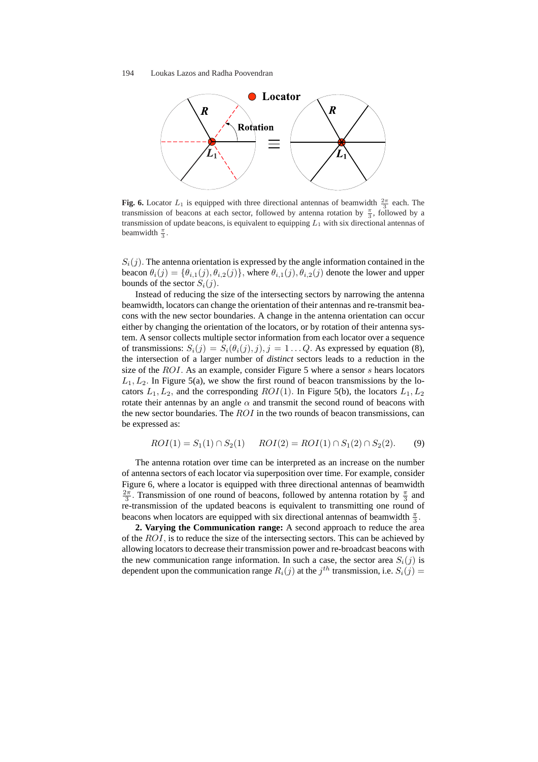Locator

R

Rotation

$L_1$

$\equiv$

R

$L_1$

**Fig. 6.** Locator $L_1$ is equipped with three directional antennas of beamwidth $\frac{2\pi}{3}$ each. The transmission of beacons at each sector, followed by antenna rotation by $\frac{\pi}{3}$, followed by a transmission of update beacons, is equivalent to equipping $L_1$ with six directional antennas of beamwidth $\frac{\pi}{3}$.

$S_i(j)$. The antenna orientation is expressed by the angle information contained in the beacon $\theta_i(j) = \{\theta_{i,1}(j), \theta_{i,2}(j)\}$, where $\theta_{i,1}(j), \theta_{i,2}(j)$ denote the lower and upper bounds of the sector $S_i(j)$.

Instead of reducing the size of the intersecting sectors by narrowing the antenna beamwidth, locators can change the orientation of their antennas and re-transmit beacons with the new sector boundaries. A change in the antenna orientation can occur either by changing the orientation of the locators, or by rotation of their antenna system. A sensor collects multiple sector information from each locator over a sequence of transmissions: $S_i(j) = S_i(\theta_i(j), j), j = 1 \ldots Q$. As expressed by equation (8), the intersection of a larger number of *distinct* sectors leads to a reduction in the size of the $ROI$. As an example, consider Figure 5 where a sensor $s$ hears locators $L_1, L_2$. In Figure 5(a), we show the first round of beacon transmissions by the locators $L_1, L_2$, and the corresponding $ROI(1)$. In Figure 5(b), the locators $L_1, L_2$ rotate their antennas by an angle $\alpha$ and transmit the second round of beacons with the new sector boundaries. The $ROI$ in the two rounds of beacon transmissions, can be expressed as:

$$ROI(1) = S_1(1) \cap S_2(1) \qquad ROI(2) = ROI(1) \cap S_1(2) \cap S_2(2). \qquad (9)$$

The antenna rotation over time can be interpreted as an increase on the number of antenna sectors of each locator via superposition over time. For example, consider Figure 6, where a locator is equipped with three directional antennas of beamwidth $\frac{2\pi}{3}$. Transmission of one round of beacons, followed by antenna rotation by $\frac{\pi}{3}$ and re-transmission of the updated beacons is equivalent to transmitting one round of beacons when locators are equipped with six directional antennas of beamwidth $\frac{\pi}{3}$.

**2. Varying the Communication range:** A second approach to reduce the area of the $ROI$, is to reduce the size of the intersecting sectors. This can be achieved by allowing locators to decrease their transmission power and re-broadcast beacons with the new communication range information. In such a case, the sector area $S_i(j)$ is dependent upon the communication range $R_i(j)$ at the $j^{th}$ transmission, i.e. $S_i(j) =$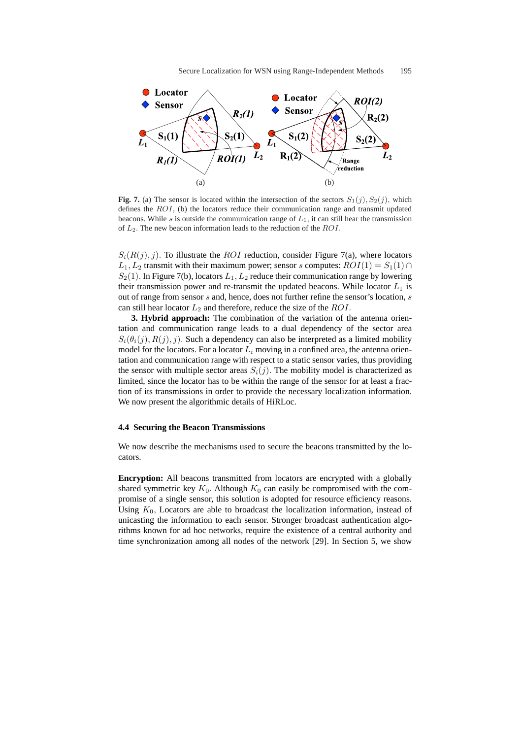**Fig. 7.** (a) The sensor is located within the intersection of the sectors $S_1(j), S_2(j)$, which defines the $ROI$, (b) the locators reduce their communication range and transmit updated beacons. While $s$ is outside the communication range of $L_1$, it can still hear the transmission of $L_2$. The new beacon information leads to the reduction of the $ROI$.

$S_i(R(j), j)$. To illustrate the $ROI$ reduction, consider Figure 7(a), where locators $L_1, L_2$ transmit with their maximum power; sensor $s$ computes: $ROI(1) = S_1(1) \cap S_2(1)$. In Figure 7(b), locators $L_1, L_2$ reduce their communication range by lowering their transmission power and re-transmit the updated beacons. While locator $L_1$ is out of range from sensor $s$ and, hence, does not further refine the sensor's location, $s$ can still hear locator $L_2$ and therefore, reduce the size of the $ROI$.

**3. Hybrid approach:** The combination of the variation of the antenna orientation and communication range leads to a dual dependency of the sector area $S_i(\theta_i(j), R(j), j)$. Such a dependency can also be interpreted as a limited mobility model for the locators. For a locator $L_i$ moving in a confined area, the antenna orientation and communication range with respect to a static sensor varies, thus providing the sensor with multiple sector areas $S_i(j)$. The mobility model is characterized as limited, since the locator has to be within the range of the sensor for at least a fraction of its transmissions in order to provide the necessary localization information. We now present the algorithmic details of HiRLoc.

### 4.4 Securing the Beacon Transmissions

We now describe the mechanisms used to secure the beacons transmitted by the locators.

**Encryption:** All beacons transmitted from locators are encrypted with a globally shared symmetric key $K_0$. Although $K_0$ can easily be compromised with the compromise of a single sensor, this solution is adopted for resource efficiency reasons. Using $K_0$, Locators are able to broadcast the localization information, instead of unicasting the information to each sensor. Stronger broadcast authentication algorithms known for ad hoc networks, require the existence of a central authority and time synchronization among all nodes of the network [29]. In Section 5, we show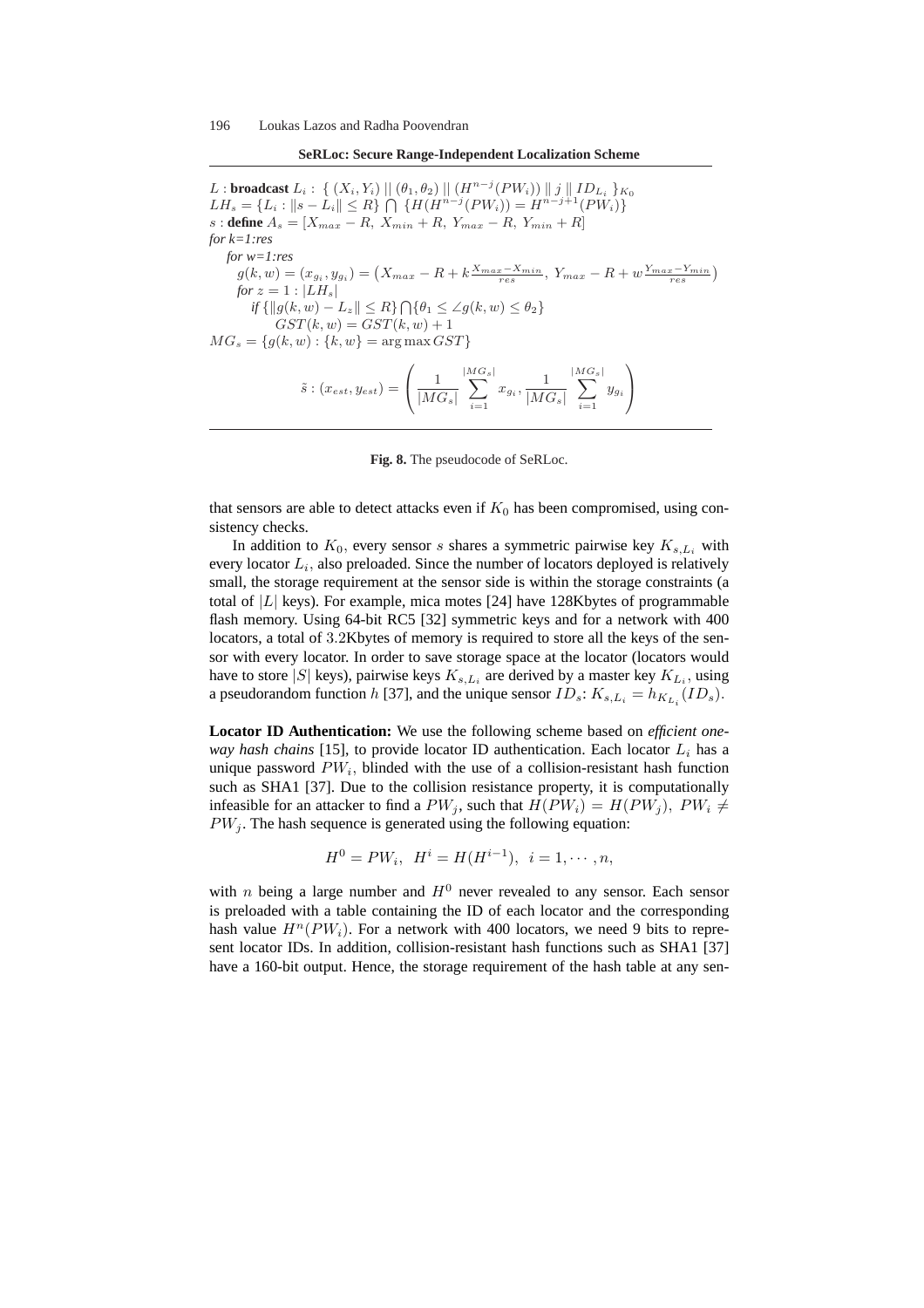**SeRLoc: Secure Range-Independent Localization Scheme**

$L$ : **broadcast** $L_i$ : $\{ (X_i, Y_i) \,||\, (\theta_1, \theta_2) \,||\, (H^{n-j}(PW_i)) \,\|\, j \,\|\, ID_{L_i} \}_{K_0}$
$LH_s = \{L_i : \|s - L_i\| \leq R\} \bigcap \{H(H^{n-j}(PW_i)) = H^{n-j+1}(PW_i)\}$
$s$ : **define** $A_s = [X_{max} - R,\ X_{min} + R,\ Y_{max} - R,\ Y_{min} + R]$
*for k=1:res*
  *for w=1:res*
    $g(k, w) = (x_{g_i}, y_{g_i}) = \left(X_{max} - R + k\frac{X_{max} - X_{min}}{res},\ Y_{max} - R + w\frac{Y_{max} - Y_{min}}{res}\right)$
    *for* $z = 1 : |LH_s|$
      *if* $\{\|g(k, w) - L_z\| \leq R\} \bigcap \{\theta_1 \leq \angle g(k, w) \leq \theta_2\}$
        $GST(k, w) = GST(k, w) + 1$
$MG_s = \{g(k, w) : \{k, w\} = \arg\max GST\}$

$$\tilde{s} : (x_{est}, y_{est}) = \left( \frac{1}{|MG_s|} \sum_{i=1}^{|MG_s|} x_{g_i}, \frac{1}{|MG_s|} \sum_{i=1}^{|MG_s|} y_{g_i} \right)$$

**Fig. 8.** The pseudocode of SeRLoc.

that sensors are able to detect attacks even if $K_0$ has been compromised, using consistency checks.

In addition to $K_0$, every sensor $s$ shares a symmetric pairwise key $K_{s,L_i}$ with every locator $L_i$, also preloaded. Since the number of locators deployed is relatively small, the storage requirement at the sensor side is within the storage constraints (a total of $|L|$ keys). For example, mica motes [24] have 128Kbytes of programmable flash memory. Using 64-bit RC5 [32] symmetric keys and for a network with 400 locators, a total of 3.2Kbytes of memory is required to store all the keys of the sensor with every locator. In order to save storage space at the locator (locators would have to store $|S|$ keys), pairwise keys $K_{s,L_i}$ are derived by a master key $K_{L_i}$, using a pseudorandom function $h$ [37], and the unique sensor $ID_s$: $K_{s,L_i} = h_{K_{L_i}}(ID_s)$.

**Locator ID Authentication:** We use the following scheme based on *efficient one-way hash chains* [15], to provide locator ID authentication. Each locator $L_i$ has a unique password $PW_i$, blinded with the use of a collision-resistant hash function such as SHA1 [37]. Due to the collision resistance property, it is computationally infeasible for an attacker to find a $PW_j$, such that $H(PW_i) = H(PW_j),\ PW_i \neq PW_j$. The hash sequence is generated using the following equation:

$$H^0 = PW_i,\ \ H^i = H(H^{i-1}),\ \ i = 1, \cdots, n,$$

with $n$ being a large number and $H^0$ never revealed to any sensor. Each sensor is preloaded with a table containing the ID of each locator and the corresponding hash value $H^n(PW_i)$. For a network with 400 locators, we need 9 bits to represent locator IDs. In addition, collision-resistant hash functions such as SHA1 [37] have a 160-bit output. Hence, the storage requirement of the hash table at any sen-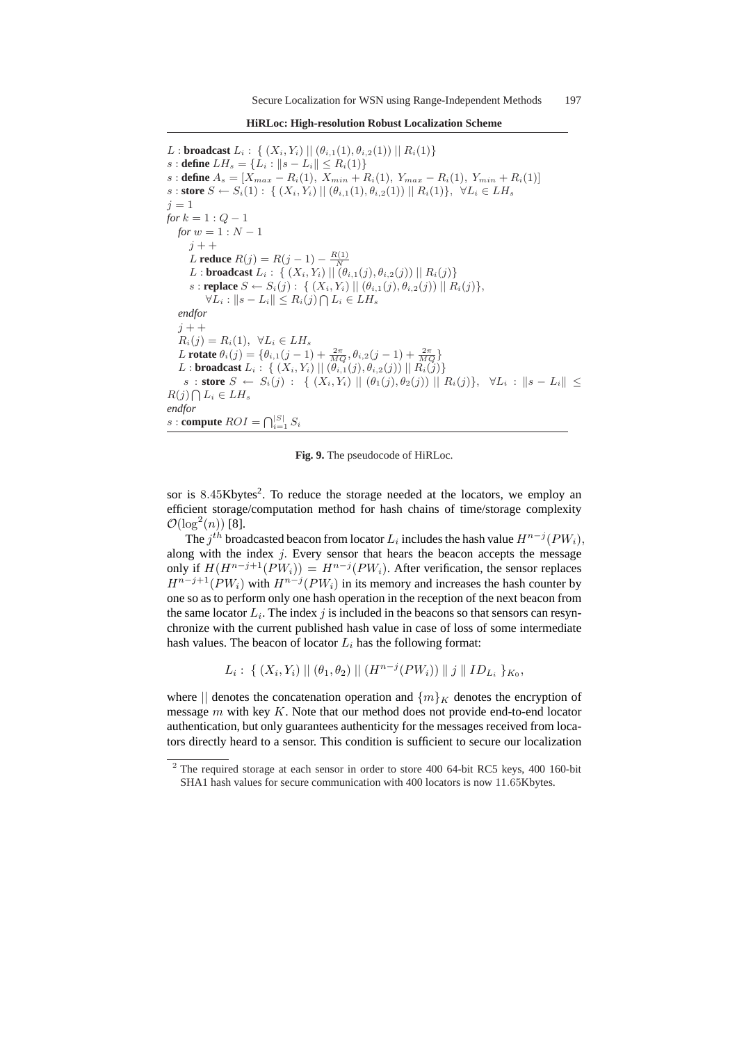**HiRLoc: High-resolution Robust Localization Scheme**

```
L : broadcast L_i : { (X_i, Y_i) || (θ_{i,1}(1), θ_{i,2}(1)) || R_i(1)}
s : define LH_s = {L_i : ||s − L_i|| ≤ R_i(1)}
s : define A_s = [X_max − R_i(1), X_min + R_i(1), Y_max − R_i(1), Y_min + R_i(1)]
s : store S ← S_i(1) : { (X_i, Y_i) || (θ_{i,1}(1), θ_{i,2}(1)) || R_i(1)},  ∀L_i ∈ LH_s
j = 1
for k = 1 : Q − 1
  for w = 1 : N − 1
    j + +
    L reduce R(j) = R(j − 1) − R(1)/N
    L : broadcast L_i : { (X_i, Y_i) || (θ_{i,1}(j), θ_{i,2}(j)) || R_i(j)}
    s : replace S ← S_i(j) : { (X_i, Y_i) || (θ_{i,1}(j), θ_{i,2}(j)) || R_i(j)},
        ∀L_i : ||s − L_i|| ≤ R_i(j) ⋂ L_i ∈ LH_s
  endfor
  j + +
  R_i(j) = R_i(1),  ∀L_i ∈ LH_s
  L rotate θ_i(j) = {θ_{i,1}(j − 1) + 2π/(MQ), θ_{i,2}(j − 1) + 2π/(MQ)}
  L : broadcast L_i : { (X_i, Y_i) || (θ_{i,1}(j), θ_{i,2}(j)) || R_i(j)}
  s : store S ← S_i(j) : { (X_i, Y_i) || (θ_1(j), θ_2(j)) || R_i(j)},  ∀L_i : ||s − L_i|| ≤
R(j) ⋂ L_i ∈ LH_s
endfor
s : compute ROI = ⋂_{i=1}^{|S|} S_i
```

**Fig. 9.** The pseudocode of HiRLoc.

sor is $8.45$Kbytes[2]. To reduce the storage needed at the locators, we employ an efficient storage/computation method for hash chains of time/storage complexity $\mathcal{O}(\log^2(n))$ [8].

The $j^{th}$ broadcasted beacon from locator $L_i$ includes the hash value $H^{n-j}(PW_i)$, along with the index $j$. Every sensor that hears the beacon accepts the message only if $H(H^{n-j+1}(PW_i)) = H^{n-j}(PW_i)$. After verification, the sensor replaces $H^{n-j+1}(PW_i)$ with $H^{n-j}(PW_i)$ in its memory and increases the hash counter by one so as to perform only one hash operation in the reception of the next beacon from the same locator $L_i$. The index $j$ is included in the beacons so that sensors can resynchronize with the current published hash value in case of loss of some intermediate hash values. The beacon of locator $L_i$ has the following format:

$$L_i : \{ (X_i, Y_i) \,||\, (\theta_1, \theta_2) \,||\, (H^{n-j}(PW_i)) \,\|\, j \,\|\, ID_{L_i} \}_{K_0},$$

where $||$ denotes the concatenation operation and $\{m\}_K$ denotes the encryption of message $m$ with key $K$. Note that our method does not provide end-to-end locator authentication, but only guarantees authenticity for the messages received from locators directly heard to a sensor. This condition is sufficient to secure our localization

[2] The required storage at each sensor in order to store 400 64-bit RC5 keys, 400 160-bit SHA1 hash values for secure communication with 400 locators is now $11.65$Kbytes.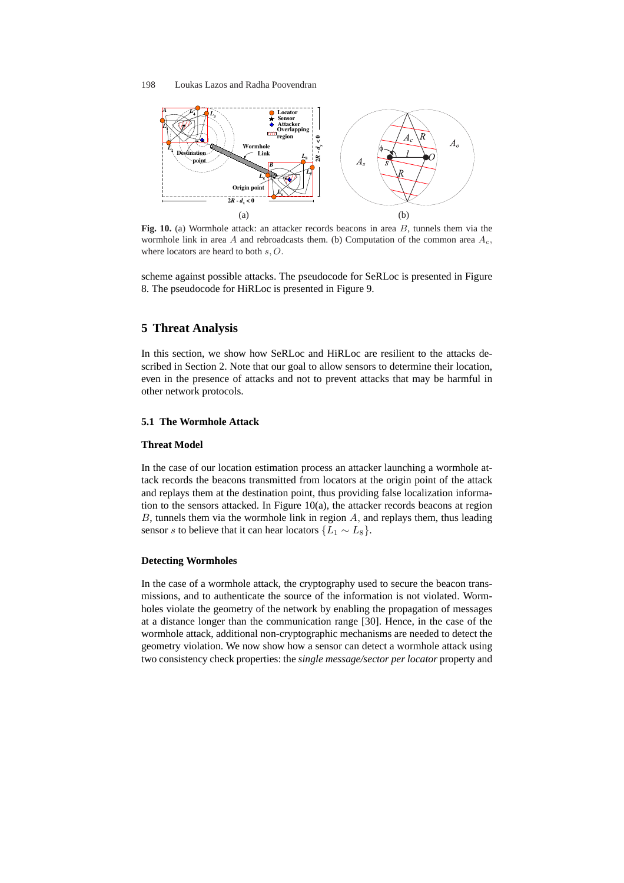Locator
Sensor
Attacker
Overlapping region
Wormhole Link
Destination point
Origin point
$2R - d_x < 0$
$2R - d_y < 0$
(a)

$A_s$
$A_c$
$A_o$
$R$
$l$
$\phi$
$s$
$O$
(b)

**Fig. 10.** (a) Wormhole attack: an attacker records beacons in area $B$, tunnels them via the wormhole link in area $A$ and rebroadcasts them. (b) Computation of the common area $A_c$, where locators are heard to both $s, O$.

scheme against possible attacks. The pseudocode for SeRLoc is presented in Figure 8. The pseudocode for HiRLoc is presented in Figure 9.

## 5 Threat Analysis

In this section, we show how SeRLoc and HiRLoc are resilient to the attacks described in Section 2. Note that our goal to allow sensors to determine their location, even in the presence of attacks and not to prevent attacks that may be harmful in other network protocols.

### 5.1 The Wormhole Attack

**Threat Model**

In the case of our location estimation process an attacker launching a wormhole attack records the beacons transmitted from locators at the origin point of the attack and replays them at the destination point, thus providing false localization information to the sensors attacked. In Figure 10(a), the attacker records beacons at region $B$, tunnels them via the wormhole link in region $A$, and replays them, thus leading sensor $s$ to believe that it can hear locators $\{L_1 \sim L_8\}$.

**Detecting Wormholes**

In the case of a wormhole attack, the cryptography used to secure the beacon transmissions, and to authenticate the source of the information is not violated. Wormholes violate the geometry of the network by enabling the propagation of messages at a distance longer than the communication range [30]. Hence, in the case of the wormhole attack, additional non-cryptographic mechanisms are needed to detect the geometry violation. We now show how a sensor can detect a wormhole attack using two consistency check properties: the *single message/sector per locator* property and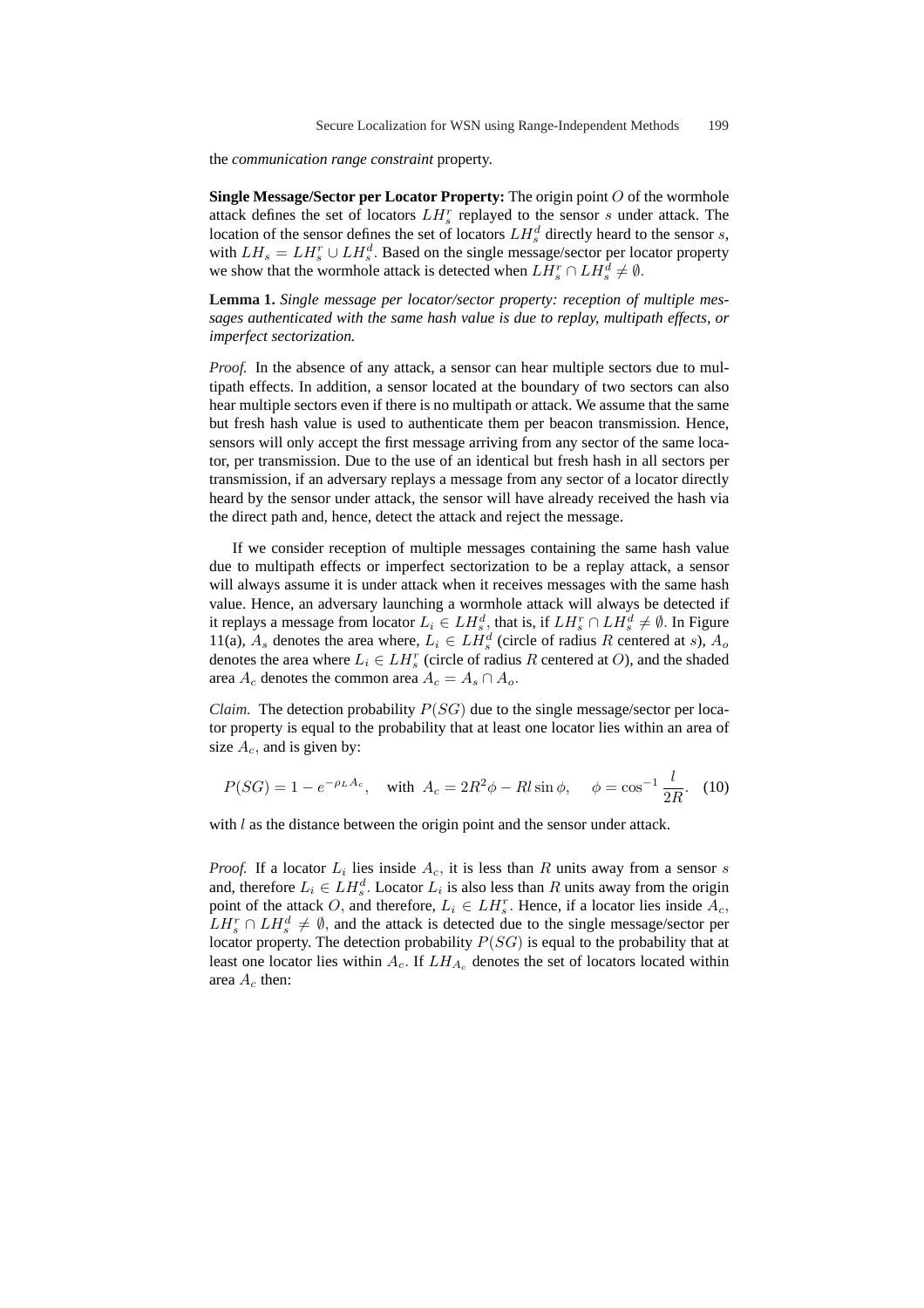the *communication range constraint* property.

**Single Message/Sector per Locator Property:** The origin point $O$ of the wormhole attack defines the set of locators $LH_s^r$ replayed to the sensor $s$ under attack. The location of the sensor defines the set of locators $LH_s^d$ directly heard to the sensor $s$, with $LH_s = LH_s^r \cup LH_s^d$. Based on the single message/sector per locator property we show that the wormhole attack is detected when $LH_s^r \cap LH_s^d \neq \emptyset$.

**Lemma 1.** *Single message per locator/sector property: reception of multiple messages authenticated with the same hash value is due to replay, multipath effects, or imperfect sectorization.*

*Proof.* In the absence of any attack, a sensor can hear multiple sectors due to multipath effects. In addition, a sensor located at the boundary of two sectors can also hear multiple sectors even if there is no multipath or attack. We assume that the same but fresh hash value is used to authenticate them per beacon transmission. Hence, sensors will only accept the first message arriving from any sector of the same locator, per transmission. Due to the use of an identical but fresh hash in all sectors per transmission, if an adversary replays a message from any sector of a locator directly heard by the sensor under attack, the sensor will have already received the hash via the direct path and, hence, detect the attack and reject the message.

If we consider reception of multiple messages containing the same hash value due to multipath effects or imperfect sectorization to be a replay attack, a sensor will always assume it is under attack when it receives messages with the same hash value. Hence, an adversary launching a wormhole attack will always be detected if it replays a message from locator $L_i \in LH_s^d$, that is, if $LH_s^r \cap LH_s^d \neq \emptyset$. In Figure 11(a), $A_s$ denotes the area where, $L_i \in LH_s^d$ (circle of radius $R$ centered at $s$), $A_o$ denotes the area where $L_i \in LH_s^r$ (circle of radius $R$ centered at $O$), and the shaded area $A_c$ denotes the common area $A_c = A_s \cap A_o$.

*Claim.* The detection probability $P(SG)$ due to the single message/sector per locator property is equal to the probability that at least one locator lies within an area of size $A_c$, and is given by:

$$P(SG) = 1 - e^{-\rho_L A_c}, \quad \text{with } A_c = 2R^2\phi - Rl\sin\phi, \quad \phi = \cos^{-1}\frac{l}{2R}. \quad (10)$$

with $l$ as the distance between the origin point and the sensor under attack.

*Proof.* If a locator $L_i$ lies inside $A_c$, it is less than $R$ units away from a sensor $s$ and, therefore $L_i \in LH_s^d$. Locator $L_i$ is also less than $R$ units away from the origin point of the attack $O$, and therefore, $L_i \in LH_s^r$. Hence, if a locator lies inside $A_c$, $LH_s^r \cap LH_s^d \neq \emptyset$, and the attack is detected due to the single message/sector per locator property. The detection probability $P(SG)$ is equal to the probability that at least one locator lies within $A_c$. If $LH_{A_c}$ denotes the set of locators located within area $A_c$ then: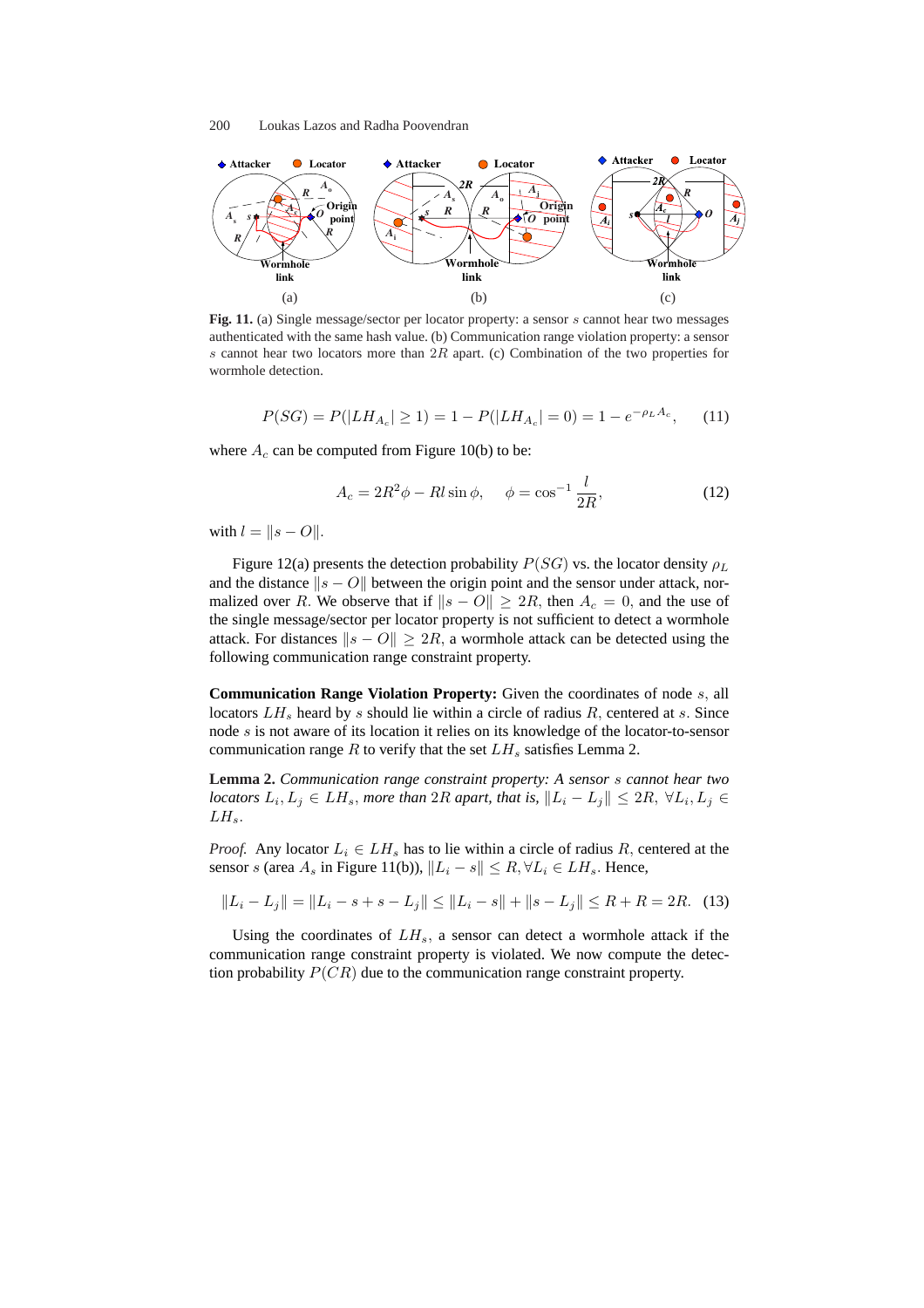Attacker Locator
Attacker Locator
Attacker Locator

(a) (b) (c)

**Fig. 11.** (a) Single message/sector per locator property: a sensor $s$ cannot hear two messages authenticated with the same hash value. (b) Communication range violation property: a sensor $s$ cannot hear two locators more than $2R$ apart. (c) Combination of the two properties for wormhole detection.

$$P(SG) = P(|LH_{A_c}| \geq 1) = 1 - P(|LH_{A_c}| = 0) = 1 - e^{-\rho_L A_c}, \quad (11)$$

where $A_c$ can be computed from Figure 10(b) to be:

$$A_c = 2R^2\phi - Rl\sin\phi, \quad \phi = \cos^{-1}\frac{l}{2R}, \quad (12)$$

with $l = \|s - O\|$.

Figure 12(a) presents the detection probability $P(SG)$ vs. the locator density $\rho_L$ and the distance $\|s - O\|$ between the origin point and the sensor under attack, normalized over $R$. We observe that if $\|s - O\| \geq 2R$, then $A_c = 0$, and the use of the single message/sector per locator property is not sufficient to detect a wormhole attack. For distances $\|s - O\| \geq 2R$, a wormhole attack can be detected using the following communication range constraint property.

**Communication Range Violation Property:** Given the coordinates of node $s$, all locators $LH_s$ heard by $s$ should lie within a circle of radius $R$, centered at $s$. Since node $s$ is not aware of its location it relies on its knowledge of the locator-to-sensor communication range $R$ to verify that the set $LH_s$ satisfies Lemma 2.

**Lemma 2.** *Communication range constraint property: A sensor $s$ cannot hear two locators $L_i, L_j \in LH_s$, more than $2R$ apart, that is, $\|L_i - L_j\| \leq 2R$, $\forall L_i, L_j \in LH_s$.*

*Proof.* Any locator $L_i \in LH_s$ has to lie within a circle of radius $R$, centered at the sensor $s$ (area $A_s$ in Figure 11(b)), $\|L_i - s\| \leq R, \forall L_i \in LH_s$. Hence,

$$\|L_i - L_j\| = \|L_i - s + s - L_j\| \leq \|L_i - s\| + \|s - L_j\| \leq R + R = 2R. \quad (13)$$

Using the coordinates of $LH_s$, a sensor can detect a wormhole attack if the communication range constraint property is violated. We now compute the detection probability $P(CR)$ due to the communication range constraint property.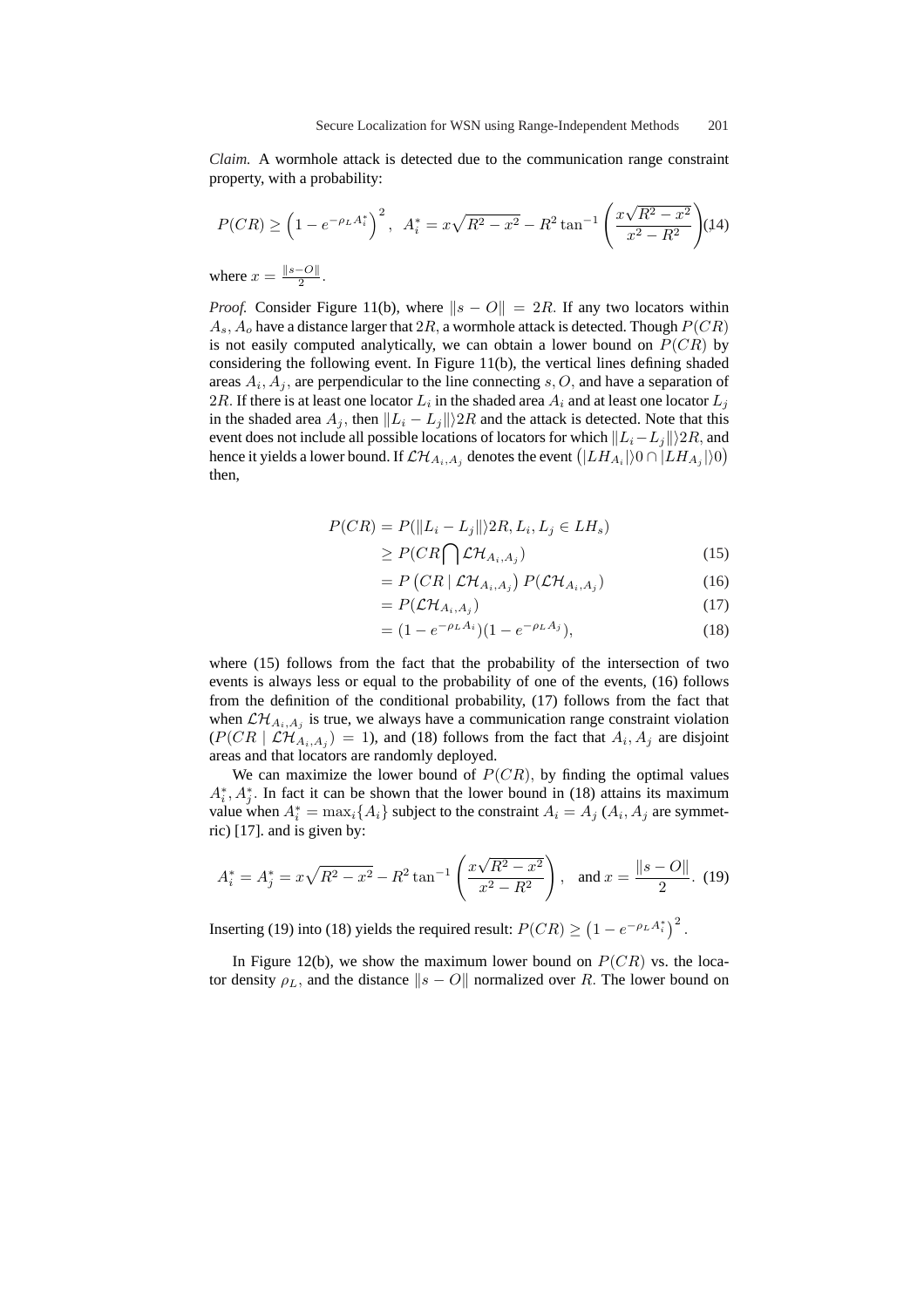*Claim.* A wormhole attack is detected due to the communication range constraint property, with a probability:

$$P(CR) \geq \left(1 - e^{-\rho_L A_i^*}\right)^2, \quad A_i^* = x\sqrt{R^2 - x^2} - R^2 \tan^{-1}\left(\frac{x\sqrt{R^2 - x^2}}{x^2 - R^2}\right) \tag{14}$$

where $x = \frac{\|s-O\|}{2}$.

*Proof.* Consider Figure 11(b), where $\|s - O\| = 2R$. If any two locators within $A_s, A_o$ have a distance larger that $2R$, a wormhole attack is detected. Though $P(CR)$ is not easily computed analytically, we can obtain a lower bound on $P(CR)$ by considering the following event. In Figure 11(b), the vertical lines defining shaded areas $A_i, A_j$, are perpendicular to the line connecting $s, O$, and have a separation of $2R$. If there is at least one locator $L_i$ in the shaded area $A_i$ and at least one locator $L_j$ in the shaded area $A_j$, then $\|L_i - L_j\| \rangle 2R$ and the attack is detected. Note that this event does not include all possible locations of locators for which $\|L_i - L_j\| \rangle 2R$, and hence it yields a lower bound. If $\mathcal{LH}_{A_i,A_j}$ denotes the event $\left(|LH_{A_i}|\rangle 0 \cap |LH_{A_j}|\rangle 0\right)$ then,

$$
\begin{aligned}
P(CR) &= P(\|L_i - L_j\| \rangle 2R, L_i, L_j \in LH_s) \\
&\geq P(CR \bigcap \mathcal{LH}_{A_i,A_j}) &(15)\\
&= P\left(CR \mid \mathcal{LH}_{A_i,A_j}\right) P(\mathcal{LH}_{A_i,A_j}) &(16)\\
&= P(\mathcal{LH}_{A_i,A_j}) &(17)\\
&= (1 - e^{-\rho_L A_i})(1 - e^{-\rho_L A_j}), &(18)
\end{aligned}
$$

where (15) follows from the fact that the probability of the intersection of two events is always less or equal to the probability of one of the events, (16) follows from the definition of the conditional probability, (17) follows from the fact that when $\mathcal{LH}_{A_i,A_j}$ is true, we always have a communication range constraint violation ($P(CR \mid \mathcal{LH}_{A_i,A_j}) = 1$), and (18) follows from the fact that $A_i, A_j$ are disjoint areas and that locators are randomly deployed.

We can maximize the lower bound of $P(CR)$, by finding the optimal values $A_i^*, A_j^*$. In fact it can be shown that the lower bound in (18) attains its maximum value when $A_i^* = \max_i\{A_i\}$ subject to the constraint $A_i = A_j$ ($A_i, A_j$ are symmetric) [17]. and is given by:

$$A_i^* = A_j^* = x\sqrt{R^2 - x^2} - R^2 \tan^{-1}\left(\frac{x\sqrt{R^2 - x^2}}{x^2 - R^2}\right), \quad \text{and } x = \frac{\|s - O\|}{2}. \tag{19}$$

Inserting (19) into (18) yields the required result: $P(CR) \geq \left(1 - e^{-\rho_L A_i^*}\right)^2$.

In Figure 12(b), we show the maximum lower bound on $P(CR)$ vs. the locator density $\rho_L$, and the distance $\|s - O\|$ normalized over $R$. The lower bound on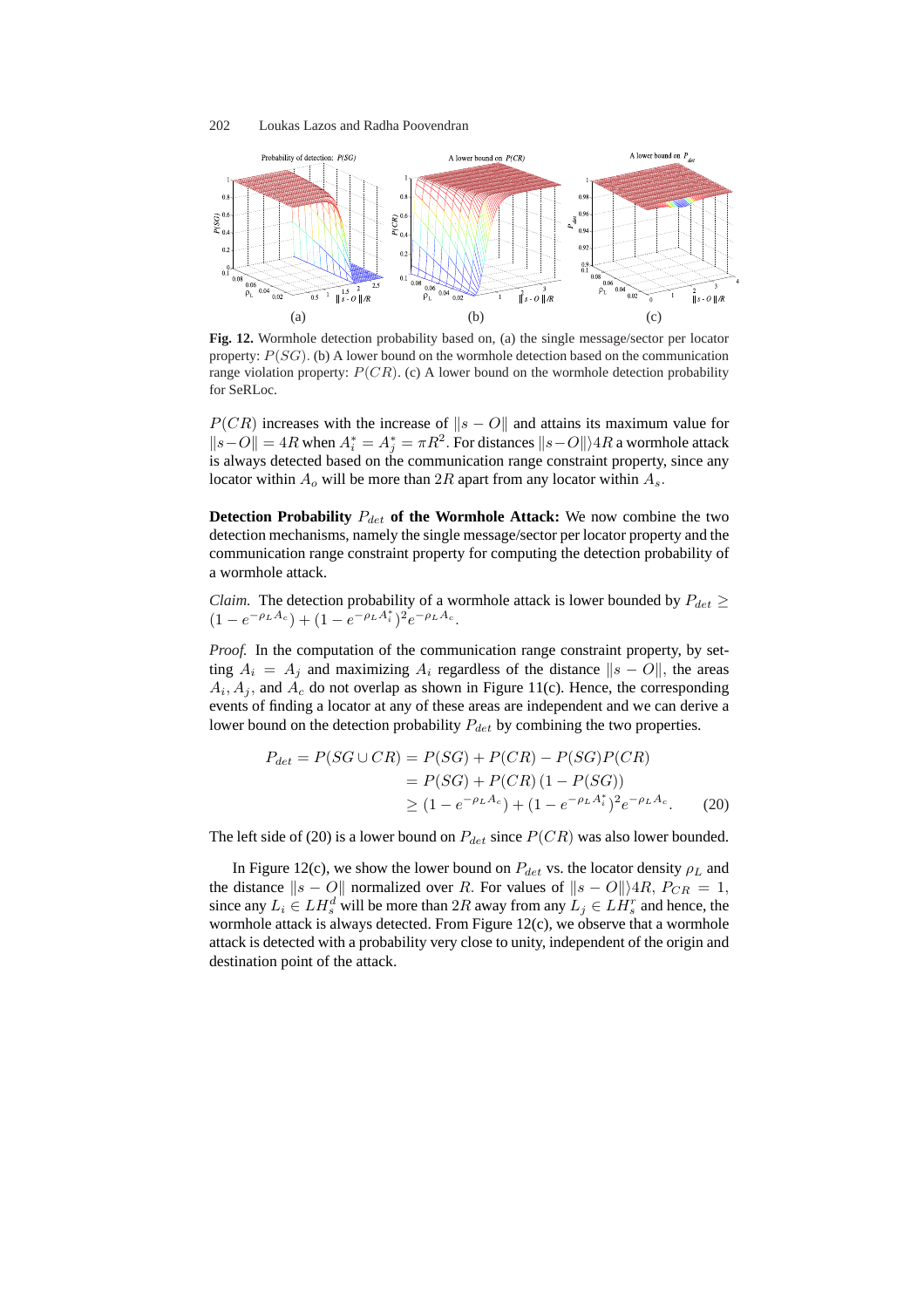Probability of detection: $P(SG)$

A lower bound on $P(CR)$

A lower bound on $P_{det}$

(a) (b) (c)

**Fig. 12.** Wormhole detection probability based on, (a) the single message/sector per locator property: $P(SG)$. (b) A lower bound on the wormhole detection based on the communication range violation property: $P(CR)$. (c) A lower bound on the wormhole detection probability for SeRLoc.

$P(CR)$ increases with the increase of $\|s - O\|$ and attains its maximum value for $\|s-O\| = 4R$ when $A_i^* = A_j^* = \pi R^2$. For distances $\|s-O\| \rangle 4R$ a wormhole attack is always detected based on the communication range constraint property, since any locator within $A_o$ will be more than $2R$ apart from any locator within $A_s$.

**Detection Probability $P_{det}$ of the Wormhole Attack:** We now combine the two detection mechanisms, namely the single message/sector per locator property and the communication range constraint property for computing the detection probability of a wormhole attack.

*Claim.* The detection probability of a wormhole attack is lower bounded by $P_{det} \geq (1 - e^{-\rho_L A_c}) + (1 - e^{-\rho_L A_i^*})^2 e^{-\rho_L A_c}$.

*Proof.* In the computation of the communication range constraint property, by setting $A_i = A_j$ and maximizing $A_i$ regardless of the distance $\|s - O\|$, the areas $A_i, A_j$, and $A_c$ do not overlap as shown in Figure 11(c). Hence, the corresponding events of finding a locator at any of these areas are independent and we can derive a lower bound on the detection probability $P_{det}$ by combining the two properties.

$$
\begin{aligned}
P_{det} = P(SG \cup CR) &= P(SG) + P(CR) - P(SG)P(CR) \\
&= P(SG) + P(CR)\,(1 - P(SG)) \\
&\geq (1 - e^{-\rho_L A_c}) + (1 - e^{-\rho_L A_i^*})^2 e^{-\rho_L A_c}. \qquad (20)
\end{aligned}
$$

The left side of (20) is a lower bound on $P_{det}$ since $P(CR)$ was also lower bounded.

In Figure 12(c), we show the lower bound on $P_{det}$ vs. the locator density $\rho_L$ and the distance $\|s - O\|$ normalized over $R$. For values of $\|s - O\| \rangle 4R$, $P_{CR} = 1$, since any $L_i \in LH_s^d$ will be more than $2R$ away from any $L_j \in LH_s^r$ and hence, the wormhole attack is always detected. From Figure 12(c), we observe that a wormhole attack is detected with a probability very close to unity, independent of the origin and destination point of the attack.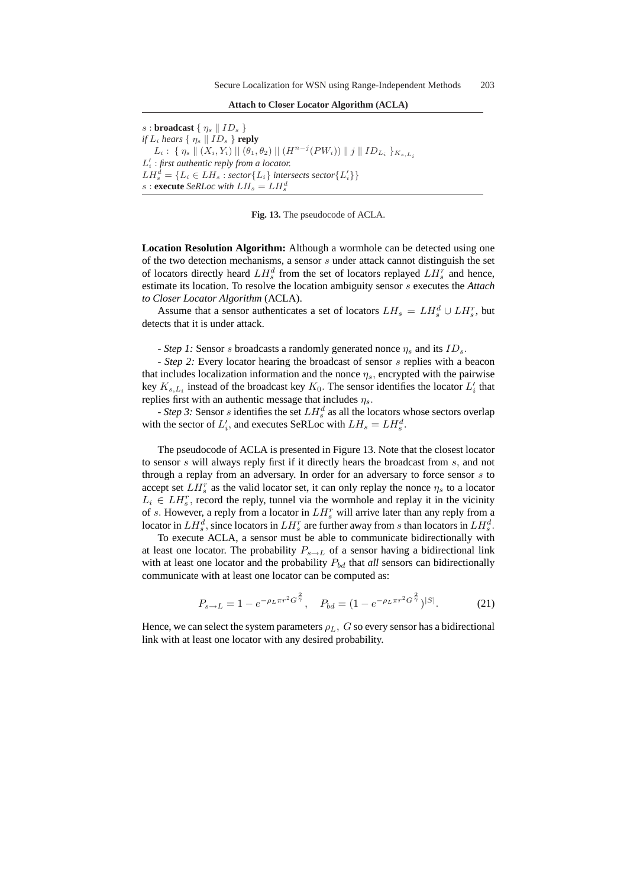**Attach to Closer Locator Algorithm (ACLA)**

$s$ : **broadcast** $\{ \eta_s \parallel ID_s \}$
*if* $L_i$ *hears* $\{ \eta_s \parallel ID_s \}$ **reply**
 $L_i : \{ \eta_s \parallel (X_i, Y_i) \parallel (\theta_1, \theta_2) \parallel (H^{n-j}(PW_i)) \parallel j \parallel ID_{L_i} \}_{K_{s,L_i}}$
$L_i'$ : *first authentic reply from a locator.*
$LH_s^d = \{L_i \in LH_s : \text{sector}\{L_i\} \text{ intersects sector}\{L_i'\}\}$
$s$ : **execute** *SeRLoc with* $LH_s = LH_s^d$

**Fig. 13.** The pseudocode of ACLA.

**Location Resolution Algorithm:** Although a wormhole can be detected using one of the two detection mechanisms, a sensor $s$ under attack cannot distinguish the set of locators directly heard $LH_s^d$ from the set of locators replayed $LH_s^r$ and hence, estimate its location. To resolve the location ambiguity sensor $s$ executes the *Attach to Closer Locator Algorithm* (ACLA).

Assume that a sensor authenticates a set of locators $LH_s = LH_s^d \cup LH_s^r$, but detects that it is under attack.

- *Step 1:* Sensor $s$ broadcasts a randomly generated nonce $\eta_s$ and its $ID_s$.

- *Step 2:* Every locator hearing the broadcast of sensor $s$ replies with a beacon that includes localization information and the nonce $\eta_s$, encrypted with the pairwise key $K_{s,L_i}$ instead of the broadcast key $K_0$. The sensor identifies the locator $L_i'$ that replies first with an authentic message that includes $\eta_s$.

- *Step 3:* Sensor $s$ identifies the set $LH_s^d$ as all the locators whose sectors overlap with the sector of $L_i'$, and executes SeRLoc with $LH_s = LH_s^d$.

The pseudocode of ACLA is presented in Figure 13. Note that the closest locator to sensor $s$ will always reply first if it directly hears the broadcast from $s$, and not through a replay from an adversary. In order for an adversary to force sensor $s$ to accept set $LH_s^r$ as the valid locator set, it can only replay the nonce $\eta_s$ to a locator $L_i \in LH_s^r$, record the reply, tunnel via the wormhole and replay it in the vicinity of $s$. However, a reply from a locator in $LH_s^r$ will arrive later than any reply from a locator in $LH_s^d$, since locators in $LH_s^r$ are further away from $s$ than locators in $LH_s^d$.

To execute ACLA, a sensor must be able to communicate bidirectionally with at least one locator. The probability $P_{s \to L}$ of a sensor having a bidirectional link with at least one locator and the probability $P_{bd}$ that *all* sensors can bidirectionally communicate with at least one locator can be computed as:

$$P_{s \to L} = 1 - e^{-\rho_L \pi r^2 G^{\frac{2}{\gamma}}}, \quad P_{bd} = (1 - e^{-\rho_L \pi r^2 G^{\frac{2}{\gamma}}})^{|S|}. \tag{21}$$

Hence, we can select the system parameters $\rho_L$, $G$ so every sensor has a bidirectional link with at least one locator with any desired probability.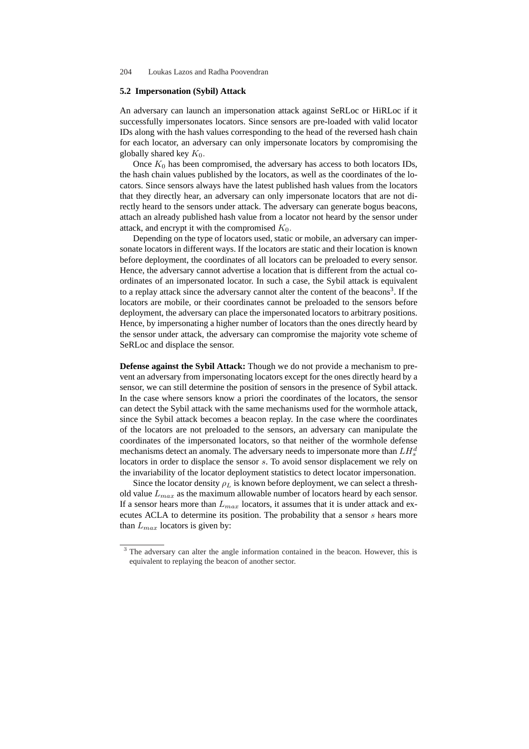### 5.2 Impersonation (Sybil) Attack

An adversary can launch an impersonation attack against SeRLoc or HiRLoc if it successfully impersonates locators. Since sensors are pre-loaded with valid locator IDs along with the hash values corresponding to the head of the reversed hash chain for each locator, an adversary can only impersonate locators by compromising the globally shared key $K_0$.

Once $K_0$ has been compromised, the adversary has access to both locators IDs, the hash chain values published by the locators, as well as the coordinates of the locators. Since sensors always have the latest published hash values from the locators that they directly hear, an adversary can only impersonate locators that are not directly heard to the sensors under attack. The adversary can generate bogus beacons, attach an already published hash value from a locator not heard by the sensor under attack, and encrypt it with the compromised $K_0$.

Depending on the type of locators used, static or mobile, an adversary can impersonate locators in different ways. If the locators are static and their location is known before deployment, the coordinates of all locators can be preloaded to every sensor. Hence, the adversary cannot advertise a location that is different from the actual coordinates of an impersonated locator. In such a case, the Sybil attack is equivalent to a replay attack since the adversary cannot alter the content of the beacons[3]. If the locators are mobile, or their coordinates cannot be preloaded to the sensors before deployment, the adversary can place the impersonated locators to arbitrary positions. Hence, by impersonating a higher number of locators than the ones directly heard by the sensor under attack, the adversary can compromise the majority vote scheme of SeRLoc and displace the sensor.

**Defense against the Sybil Attack:** Though we do not provide a mechanism to prevent an adversary from impersonating locators except for the ones directly heard by a sensor, we can still determine the position of sensors in the presence of Sybil attack. In the case where sensors know a priori the coordinates of the locators, the sensor can detect the Sybil attack with the same mechanisms used for the wormhole attack, since the Sybil attack becomes a beacon replay. In the case where the coordinates of the locators are not preloaded to the sensors, an adversary can manipulate the coordinates of the impersonated locators, so that neither of the wormhole defense mechanisms detect an anomaly. The adversary needs to impersonate more than $LH_s^d$ locators in order to displace the sensor $s$. To avoid sensor displacement we rely on the invariability of the locator deployment statistics to detect locator impersonation.

Since the locator density $\rho_L$ is known before deployment, we can select a threshold value $L_{max}$ as the maximum allowable number of locators heard by each sensor. If a sensor hears more than $L_{max}$ locators, it assumes that it is under attack and executes ACLA to determine its position. The probability that a sensor $s$ hears more than $L_{max}$ locators is given by:

[3] The adversary can alter the angle information contained in the beacon. However, this is equivalent to replaying the beacon of another sector.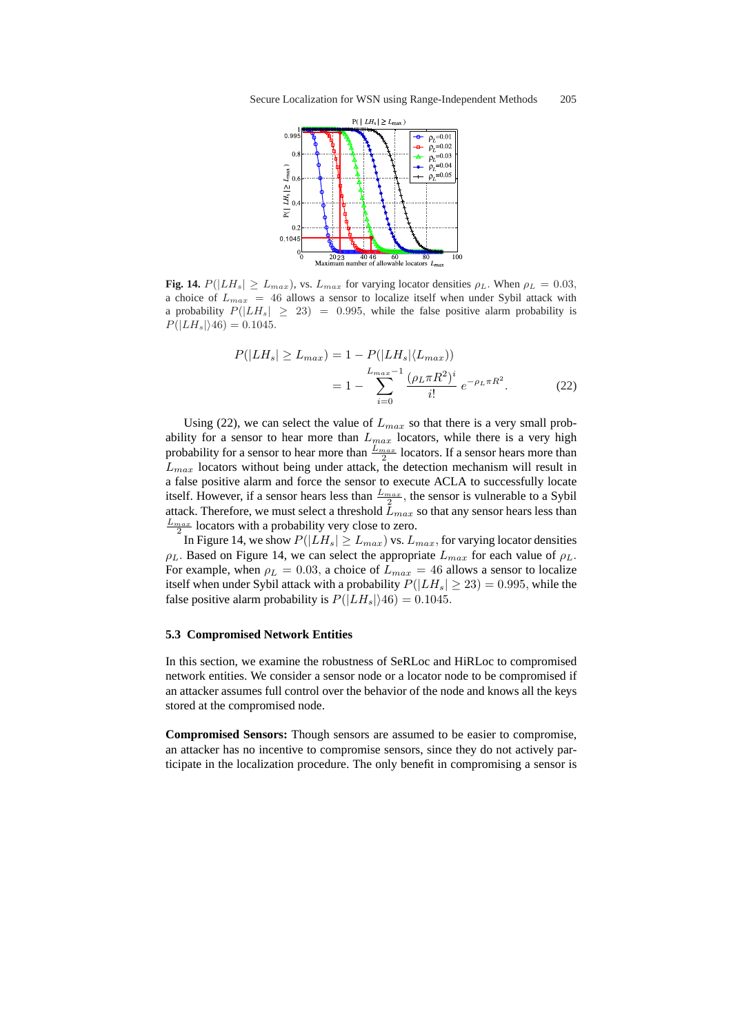P( $|LH_s| \geq L_{max}$ )

0.995

0.8

0.6

0.4

0.2

0.1045

0

$P(|LH_s| \geq L_{max})$

0

20 23

40 46

60

80

100

Maximum number of allowable locators $L_{max}$

$\rho_L$=0.01

$\rho_L$=0.02

$\rho_L$=0.03

$\rho_L$=0.04

$\rho_L$=0.05

**Fig. 14.** $P(|LH_s| \geq L_{max})$, vs. $L_{max}$ for varying locator densities $\rho_L$. When $\rho_L = 0.03$, a choice of $L_{max} = 46$ allows a sensor to localize itself when under Sybil attack with a probability $P(|LH_s| \geq 23) = 0.995$, while the false positive alarm probability is $P(|LH_s|\rangle 46) = 0.1045$.

$$P(|LH_s| \geq L_{max}) = 1 - P(|LH_s|\langle L_{max})) \\ = 1 - \sum_{i=0}^{L_{max}-1} \frac{(\rho_L \pi R^2)^i}{i!} e^{-\rho_L \pi R^2}. \quad (22)$$

Using (22), we can select the value of $L_{max}$ so that there is a very small probability for a sensor to hear more than $L_{max}$ locators, while there is a very high probability for a sensor to hear more than $\frac{L_{max}}{2}$ locators. If a sensor hears more than $L_{max}$ locators without being under attack, the detection mechanism will result in a false positive alarm and force the sensor to execute ACLA to successfully locate itself. However, if a sensor hears less than $\frac{L_{max}}{2}$, the sensor is vulnerable to a Sybil attack. Therefore, we must select a threshold $L_{max}$ so that any sensor hears less than $\frac{L_{max}}{2}$ locators with a probability very close to zero.

In Figure 14, we show $P(|LH_s| \geq L_{max})$ vs. $L_{max}$, for varying locator densities $\rho_L$. Based on Figure 14, we can select the appropriate $L_{max}$ for each value of $\rho_L$. For example, when $\rho_L = 0.03$, a choice of $L_{max} = 46$ allows a sensor to localize itself when under Sybil attack with a probability $P(|LH_s| \geq 23) = 0.995$, while the false positive alarm probability is $P(|LH_s|\rangle 46) = 0.1045$.

### 5.3 Compromised Network Entities

In this section, we examine the robustness of SeRLoc and HiRLoc to compromised network entities. We consider a sensor node or a locator node to be compromised if an attacker assumes full control over the behavior of the node and knows all the keys stored at the compromised node.

**Compromised Sensors:** Though sensors are assumed to be easier to compromise, an attacker has no incentive to compromise sensors, since they do not actively participate in the localization procedure. The only benefit in compromising a sensor is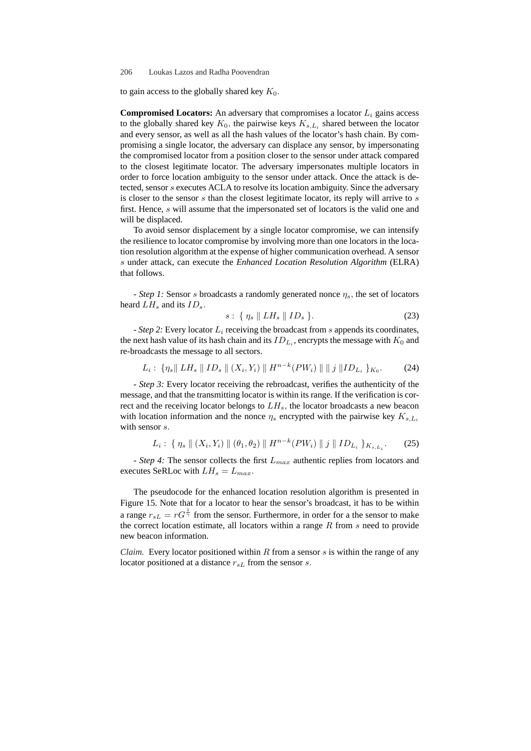to gain access to the globally shared key $K_0$.

**Compromised Locators:** An adversary that compromises a locator $L_i$ gains access to the globally shared key $K_0$, the pairwise keys $K_{s,L_i}$ shared between the locator and every sensor, as well as all the hash values of the locator's hash chain. By compromising a single locator, the adversary can displace any sensor, by impersonating the compromised locator from a position closer to the sensor under attack compared to the closest legitimate locator. The adversary impersonates multiple locators in order to force location ambiguity to the sensor under attack. Once the attack is detected, sensor $s$ executes ACLA to resolve its location ambiguity. Since the adversary is closer to the sensor $s$ than the closest legitimate locator, its reply will arrive to $s$ first. Hence, $s$ will assume that the impersonated set of locators is the valid one and will be displaced.

To avoid sensor displacement by a single locator compromise, we can intensify the resilience to locator compromise by involving more than one locators in the location resolution algorithm at the expense of higher communication overhead. A sensor $s$ under attack, can execute the *Enhanced Location Resolution Algorithm* (ELRA) that follows.

*- Step 1:* Sensor $s$ broadcasts a randomly generated nonce $\eta_s$, the set of locators heard $LH_s$ and its $ID_s$.

$$s: \{ \eta_s \parallel LH_s \parallel ID_s \}. \tag{23}$$

*- Step 2:* Every locator $L_i$ receiving the broadcast from $s$ appends its coordinates, the next hash value of its hash chain and its $ID_{L_i}$, encrypts the message with $K_0$ and re-broadcasts the message to all sectors.

$$L_i: \{\eta_s \| LH_s \parallel ID_s \parallel (X_i, Y_i) \parallel H^{n-k}(PW_i) \parallel \| j \| ID_{L_i} \}_{K_0}. \tag{24}$$

*- Step 3:* Every locator receiving the rebroadcast, verifies the authenticity of the message, and that the transmitting locator is within its range. If the verification is correct and the receiving locator belongs to $LH_s$, the locator broadcasts a new beacon with location information and the nonce $\eta_s$ encrypted with the pairwise key $K_{s,L_i}$ with sensor $s$.

$$L_i: \{ \eta_s \parallel (X_i, Y_i) \parallel (\theta_1, \theta_2) \parallel H^{n-k}(PW_i) \parallel j \parallel ID_{L_i} \}_{K_{s,L_i}}. \tag{25}$$

*- Step 4:* The sensor collects the first $L_{max}$ authentic replies from locators and executes SeRLoc with $LH_s = L_{max}$.

The pseudocode for the enhanced location resolution algorithm is presented in Figure 15. Note that for a locator to hear the sensor's broadcast, it has to be within a range $r_{sL} = rG^{\frac{1}{\gamma}}$ from the sensor. Furthermore, in order for a the sensor to make the correct location estimate, all locators within a range $R$ from $s$ need to provide new beacon information.

*Claim.* Every locator positioned within $R$ from a sensor $s$ is within the range of any locator positioned at a distance $r_{sL}$ from the sensor $s$.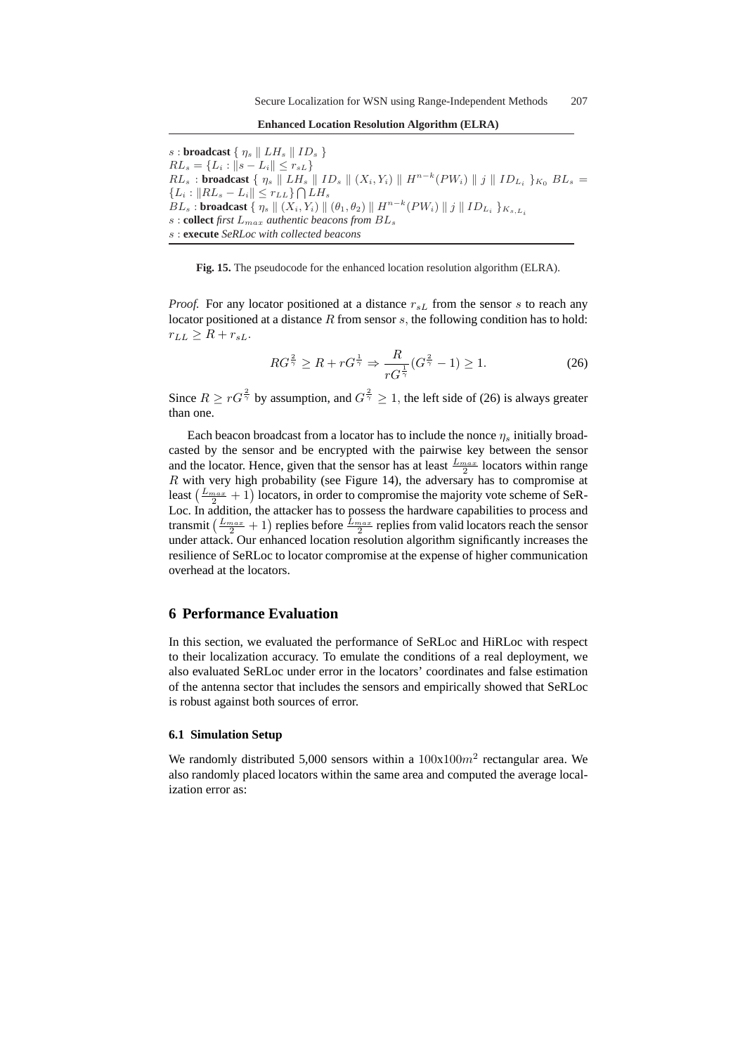**Enhanced Location Resolution Algorithm (ELRA)**

$s$ : **broadcast** $\{ \eta_s \parallel LH_s \parallel ID_s \}$
$RL_s = \{L_i : \|s - L_i\| \leq r_{sL}\}$
$RL_s$ : **broadcast** $\{ \eta_s \parallel LH_s \parallel ID_s \parallel (X_i, Y_i) \parallel H^{n-k}(PW_i) \parallel j \parallel ID_{L_i} \}_{K_0}$ $BL_s = \{L_i : \|RL_s - L_i\| \leq r_{LL}\} \bigcap LH_s$
$BL_s$ : **broadcast** $\{ \eta_s \parallel (X_i, Y_i) \parallel (\theta_1, \theta_2) \parallel H^{n-k}(PW_i) \parallel j \parallel ID_{L_i} \}_{K_{s,L_i}}$
$s$ : **collect** *first $L_{max}$ authentic beacons from $BL_s$*
$s$ : **execute** *SeRLoc with collected beacons*

**Fig. 15.** The pseudocode for the enhanced location resolution algorithm (ELRA).

*Proof.* For any locator positioned at a distance $r_{sL}$ from the sensor $s$ to reach any locator positioned at a distance $R$ from sensor $s$, the following condition has to hold: $r_{LL} \geq R + r_{sL}$.

$$RG^{\frac{2}{\gamma}} \geq R + rG^{\frac{1}{\gamma}} \Rightarrow \frac{R}{rG^{\frac{1}{\gamma}}}(G^{\frac{2}{\gamma}} - 1) \geq 1. \tag{26}$$

Since $R \geq rG^{\frac{2}{\gamma}}$ by assumption, and $G^{\frac{2}{\gamma}} \geq 1$, the left side of (26) is always greater than one.

Each beacon broadcast from a locator has to include the nonce $\eta_s$ initially broadcasted by the sensor and be encrypted with the pairwise key between the sensor and the locator. Hence, given that the sensor has at least $\frac{L_{max}}{2}$ locators within range $R$ with very high probability (see Figure 14), the adversary has to compromise at least $\left(\frac{L_{max}}{2} + 1\right)$ locators, in order to compromise the majority vote scheme of SeRLoc. In addition, the attacker has to possess the hardware capabilities to process and transmit $\left(\frac{L_{max}}{2} + 1\right)$ replies before $\frac{L_{max}}{2}$ replies from valid locators reach the sensor under attack. Our enhanced location resolution algorithm significantly increases the resilience of SeRLoc to locator compromise at the expense of higher communication overhead at the locators.

## 6 Performance Evaluation

In this section, we evaluated the performance of SeRLoc and HiRLoc with respect to their localization accuracy. To emulate the conditions of a real deployment, we also evaluated SeRLoc under error in the locators' coordinates and false estimation of the antenna sector that includes the sensors and empirically showed that SeRLoc is robust against both sources of error.

### 6.1 Simulation Setup

We randomly distributed 5,000 sensors within a $100\text{x}100m^2$ rectangular area. We also randomly placed locators within the same area and computed the average localization error as: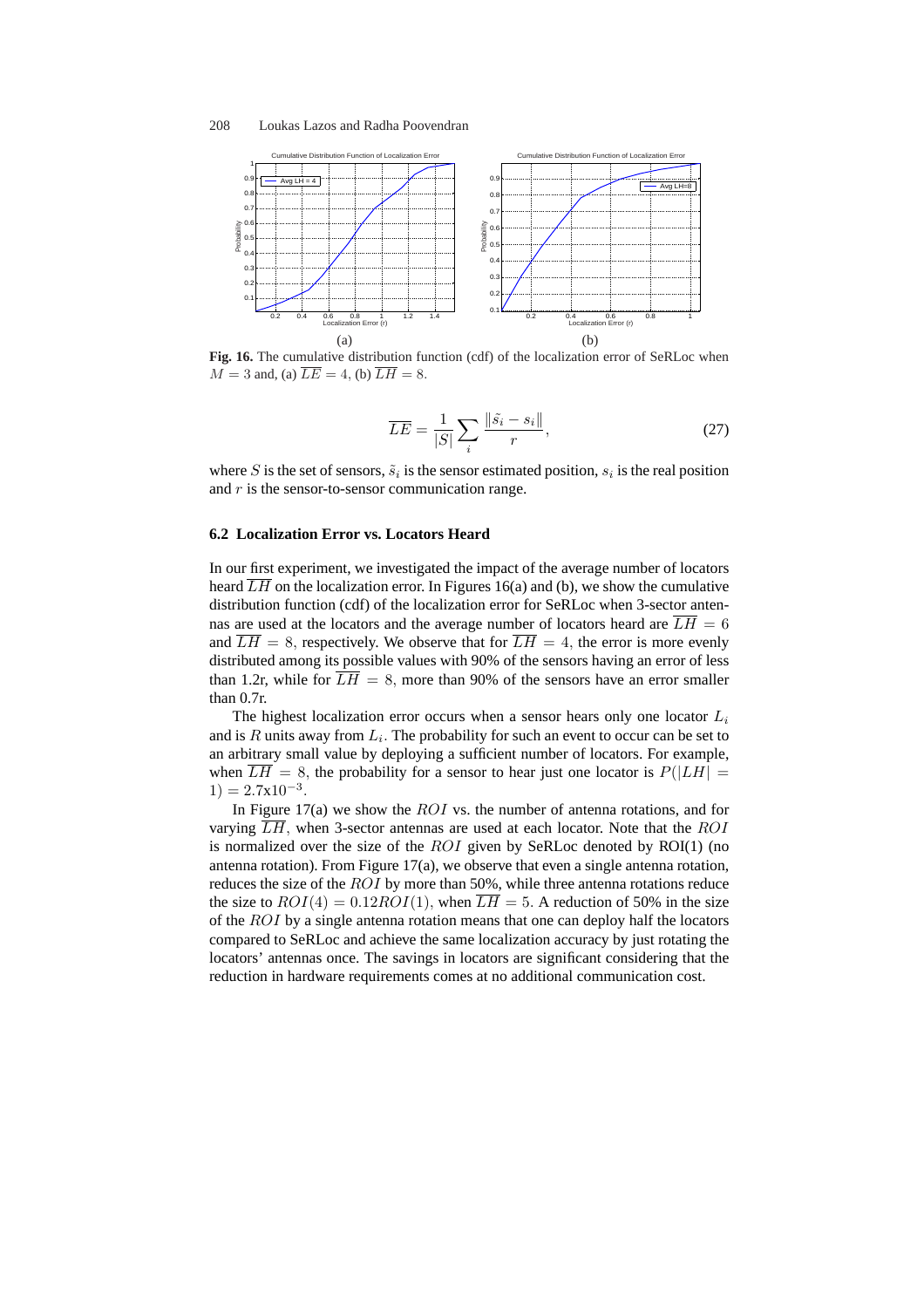Cumulative Distribution Function of Localization Error

Probability

Avg LH = 4

Localization Error (r)

0.2 0.4 0.6 0.8 1 1.2 1.4

0.1 0.2 0.3 0.4 0.5 0.6 0.7 0.8 0.9 1

(a)

Cumulative Distribution Function of Localization Error

Probability

Avg LH=8

Localization Error (r)

0.2 0.4 0.6 0.8 1

0.1 0.2 0.3 0.4 0.5 0.6 0.7 0.8 0.9

(b)

**Fig. 16.** The cumulative distribution function (cdf) of the localization error of SeRLoc when $M = 3$ and, (a) $\overline{LE} = 4$, (b) $\overline{LH} = 8$.

$$\overline{LE} = \frac{1}{|S|} \sum_i \frac{\|\tilde{s}_i - s_i\|}{r}, \tag{27}$$

where $S$ is the set of sensors, $\tilde{s}_i$ is the sensor estimated position, $s_i$ is the real position and $r$ is the sensor-to-sensor communication range.

### 6.2 Localization Error vs. Locators Heard

In our first experiment, we investigated the impact of the average number of locators heard $\overline{LH}$ on the localization error. In Figures 16(a) and (b), we show the cumulative distribution function (cdf) of the localization error for SeRLoc when 3-sector antennas are used at the locators and the average number of locators heard are $\overline{LH} = 6$ and $\overline{LH} = 8$, respectively. We observe that for $\overline{LH} = 4$, the error is more evenly distributed among its possible values with 90% of the sensors having an error of less than 1.2r, while for $\overline{LH} = 8$, more than 90% of the sensors have an error smaller than 0.7r.

The highest localization error occurs when a sensor hears only one locator $L_i$ and is $R$ units away from $L_i$. The probability for such an event to occur can be set to an arbitrary small value by deploying a sufficient number of locators. For example, when $\overline{LH} = 8$, the probability for a sensor to hear just one locator is $P(|LH| = 1) = 2.7\text{x}10^{-3}$.

In Figure 17(a) we show the $ROI$ vs. the number of antenna rotations, and for varying $\overline{LH}$, when 3-sector antennas are used at each locator. Note that the $ROI$ is normalized over the size of the $ROI$ given by SeRLoc denoted by ROI(1) (no antenna rotation). From Figure 17(a), we observe that even a single antenna rotation, reduces the size of the $ROI$ by more than 50%, while three antenna rotations reduce the size to $ROI(4) = 0.12ROI(1)$, when $\overline{LH} = 5$. A reduction of 50% in the size of the $ROI$ by a single antenna rotation means that one can deploy half the locators compared to SeRLoc and achieve the same localization accuracy by just rotating the locators' antennas once. The savings in locators are significant considering that the reduction in hardware requirements comes at no additional communication cost.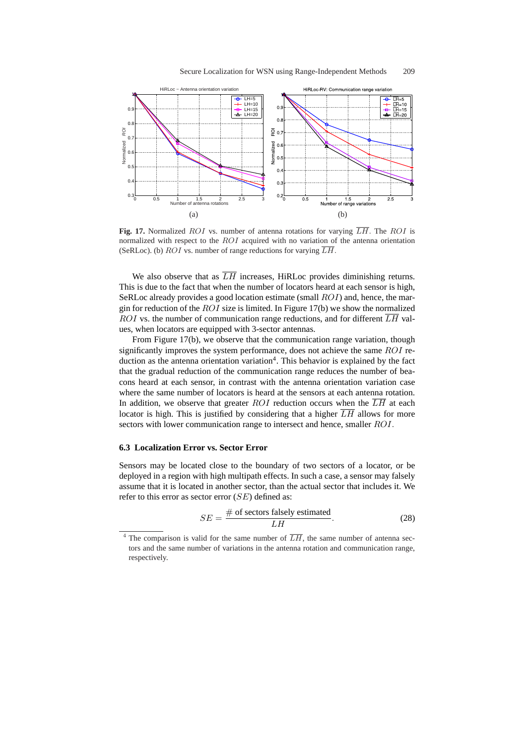HiRLoc − Antenna orientation variation

Normalized $ROI$

Number of antenna rotations

LH=5
LH=10
LH=15
LH=20

(a)

HiRLoc-RV: Communication range variation

Normalized ROI

Number of range variations

$\overline{LH}$=5
$\overline{LH}$=10
$\overline{LH}$=15
$\overline{LH}$=20

(b)

**Fig. 17.** Normalized $ROI$ vs. number of antenna rotations for varying $\overline{LH}$. The $ROI$ is normalized with respect to the $ROI$ acquired with no variation of the antenna orientation (SeRLoc). (b) $ROI$ vs. number of range reductions for varying $\overline{LH}$.

We also observe that as $\overline{LH}$ increases, HiRLoc provides diminishing returns. This is due to the fact that when the number of locators heard at each sensor is high, SeRLoc already provides a good location estimate (small $ROI$) and, hence, the margin for reduction of the $ROI$ size is limited. In Figure 17(b) we show the normalized $ROI$ vs. the number of communication range reductions, and for different $\overline{LH}$ values, when locators are equipped with 3-sector antennas.

From Figure 17(b), we observe that the communication range variation, though significantly improves the system performance, does not achieve the same $ROI$ reduction as the antenna orientation variation[4]. This behavior is explained by the fact that the gradual reduction of the communication range reduces the number of beacons heard at each sensor, in contrast with the antenna orientation variation case where the same number of locators is heard at the sensors at each antenna rotation. In addition, we observe that greater $ROI$ reduction occurs when the $\overline{LH}$ at each locator is high. This is justified by considering that a higher $\overline{LH}$ allows for more sectors with lower communication range to intersect and hence, smaller $ROI$.

### 6.3 Localization Error vs. Sector Error

Sensors may be located close to the boundary of two sectors of a locator, or be deployed in a region with high multipath effects. In such a case, a sensor may falsely assume that it is located in another sector, than the actual sector that includes it. We refer to this error as sector error ($SE$) defined as:

$$SE = \frac{\#\text{ of sectors falsely estimated}}{LH}. \tag{28}$$

[4] The comparison is valid for the same number of $\overline{LH}$, the same number of antenna sectors and the same number of variations in the antenna rotation and communication range, respectively.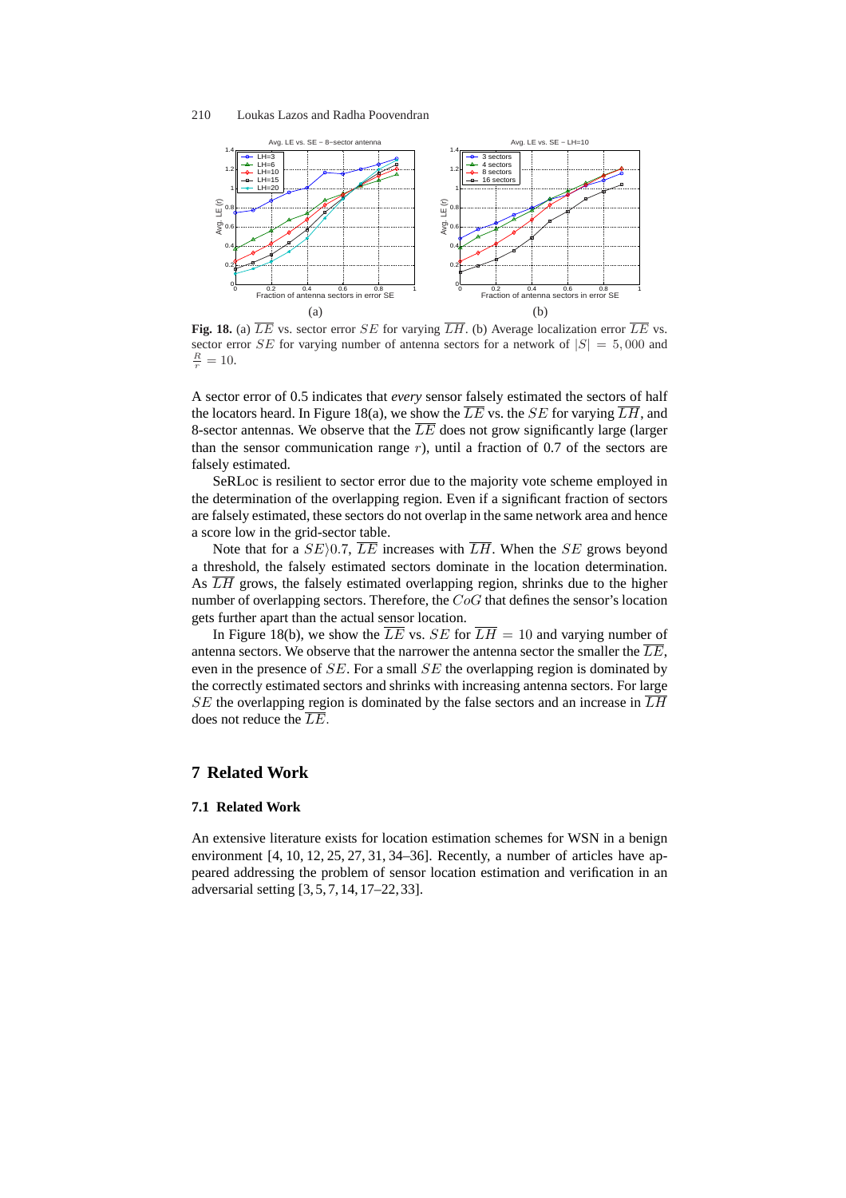Avg. LE vs. SE − 8−sector antenna

Avg. LE (r)

LH=3
LH=6
LH=10
LH=15
LH=20

0
0.2
0.4
0.6
0.8
1
1.2
1.4

0 0.2 0.4 0.6 0.8 1

Fraction of antenna sectors in error SE

(a)

Avg. LE vs. SE − LH=10

Avg. LE (r)

3 sectors
4 sectors
8 sectors
16 sectors

0
0.2
0.4
0.6
0.8
1
1.2
1.4

0 0.2 0.4 0.6 0.8 1

Fraction of antenna sectors in error SE

(b)

**Fig. 18.** (a) $\overline{LE}$ vs. sector error $SE$ for varying $\overline{LH}$. (b) Average localization error $\overline{LE}$ vs. sector error $SE$ for varying number of antenna sectors for a network of $|S| = 5,000$ and $\frac{R}{r} = 10$.

A sector error of 0.5 indicates that *every* sensor falsely estimated the sectors of half the locators heard. In Figure 18(a), we show the $\overline{LE}$ vs. the $SE$ for varying $\overline{LH}$, and 8-sector antennas. We observe that the $\overline{LE}$ does not grow significantly large (larger than the sensor communication range $r$), until a fraction of 0.7 of the sectors are falsely estimated.

SeRLoc is resilient to sector error due to the majority vote scheme employed in the determination of the overlapping region. Even if a significant fraction of sectors are falsely estimated, these sectors do not overlap in the same network area and hence a score low in the grid-sector table.

Note that for a $SE\rangle 0.7$, $\overline{LE}$ increases with $\overline{LH}$. When the $SE$ grows beyond a threshold, the falsely estimated sectors dominate in the location determination. As $\overline{LH}$ grows, the falsely estimated overlapping region, shrinks due to the higher number of overlapping sectors. Therefore, the $CoG$ that defines the sensor's location gets further apart than the actual sensor location.

In Figure 18(b), we show the $\overline{LE}$ vs. $SE$ for $\overline{LH} = 10$ and varying number of antenna sectors. We observe that the narrower the antenna sector the smaller the $\overline{LE}$, even in the presence of $SE$. For a small $SE$ the overlapping region is dominated by the correctly estimated sectors and shrinks with increasing antenna sectors. For large $SE$ the overlapping region is dominated by the false sectors and an increase in $\overline{LH}$ does not reduce the $\overline{LE}$.

## 7 Related Work

### 7.1 Related Work

An extensive literature exists for location estimation schemes for WSN in a benign environment [4, 10, 12, 25, 27, 31, 34–36]. Recently, a number of articles have appeared addressing the problem of sensor location estimation and verification in an adversarial setting [3, 5, 7, 14, 17–22, 33].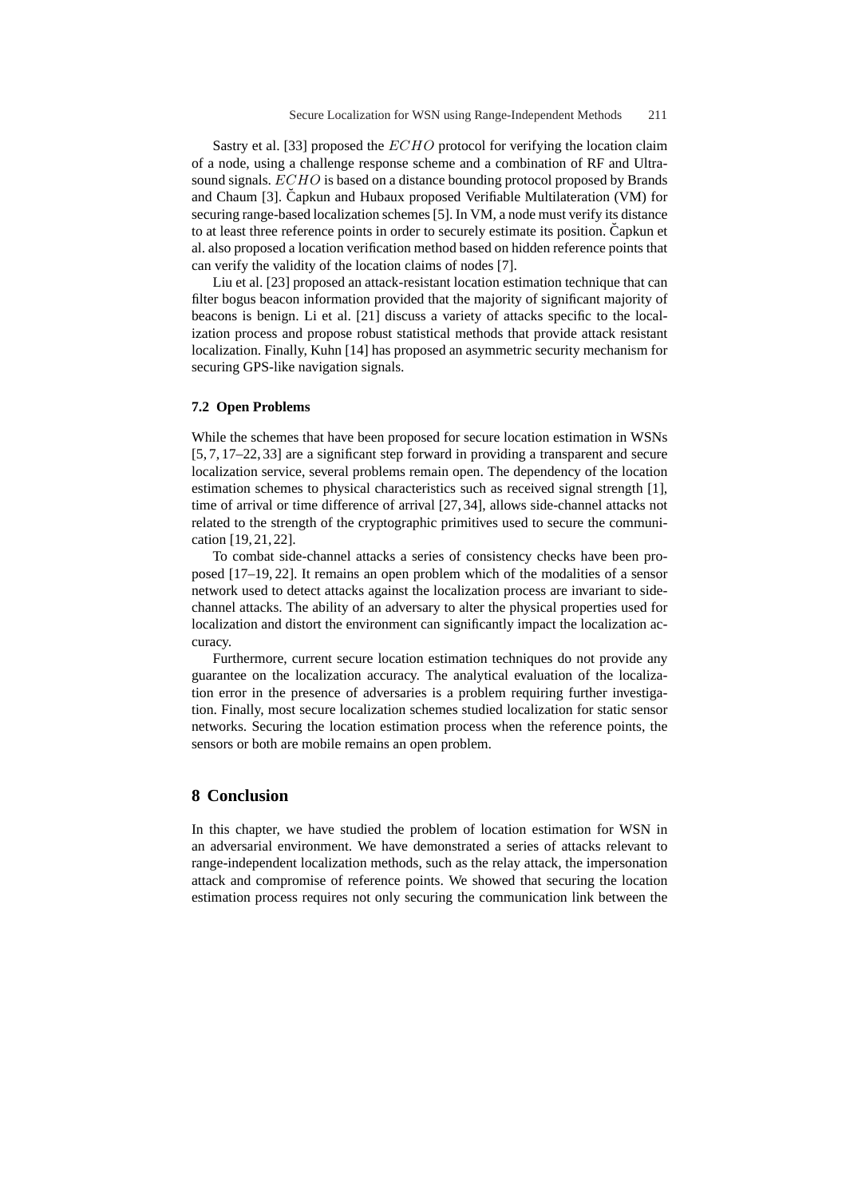Sastry et al. [33] proposed the $ECHO$ protocol for verifying the location claim of a node, using a challenge response scheme and a combination of RF and Ultrasound signals. $ECHO$ is based on a distance bounding protocol proposed by Brands and Chaum [3]. Čapkun and Hubaux proposed Verifiable Multilateration (VM) for securing range-based localization schemes [5]. In VM, a node must verify its distance to at least three reference points in order to securely estimate its position. Čapkun et al. also proposed a location verification method based on hidden reference points that can verify the validity of the location claims of nodes [7].

Liu et al. [23] proposed an attack-resistant location estimation technique that can filter bogus beacon information provided that the majority of significant majority of beacons is benign. Li et al. [21] discuss a variety of attacks specific to the localization process and propose robust statistical methods that provide attack resistant localization. Finally, Kuhn [14] has proposed an asymmetric security mechanism for securing GPS-like navigation signals.

### 7.2 Open Problems

While the schemes that have been proposed for secure location estimation in WSNs [5, 7, 17–22, 33] are a significant step forward in providing a transparent and secure localization service, several problems remain open. The dependency of the location estimation schemes to physical characteristics such as received signal strength [1], time of arrival or time difference of arrival [27, 34], allows side-channel attacks not related to the strength of the cryptographic primitives used to secure the communication [19, 21, 22].

To combat side-channel attacks a series of consistency checks have been proposed [17–19, 22]. It remains an open problem which of the modalities of a sensor network used to detect attacks against the localization process are invariant to side-channel attacks. The ability of an adversary to alter the physical properties used for localization and distort the environment can significantly impact the localization accuracy.

Furthermore, current secure location estimation techniques do not provide any guarantee on the localization accuracy. The analytical evaluation of the localization error in the presence of adversaries is a problem requiring further investigation. Finally, most secure localization schemes studied localization for static sensor networks. Securing the location estimation process when the reference points, the sensors or both are mobile remains an open problem.

## 8 Conclusion

In this chapter, we have studied the problem of location estimation for WSN in an adversarial environment. We have demonstrated a series of attacks relevant to range-independent localization methods, such as the relay attack, the impersonation attack and compromise of reference points. We showed that securing the location estimation process requires not only securing the communication link between the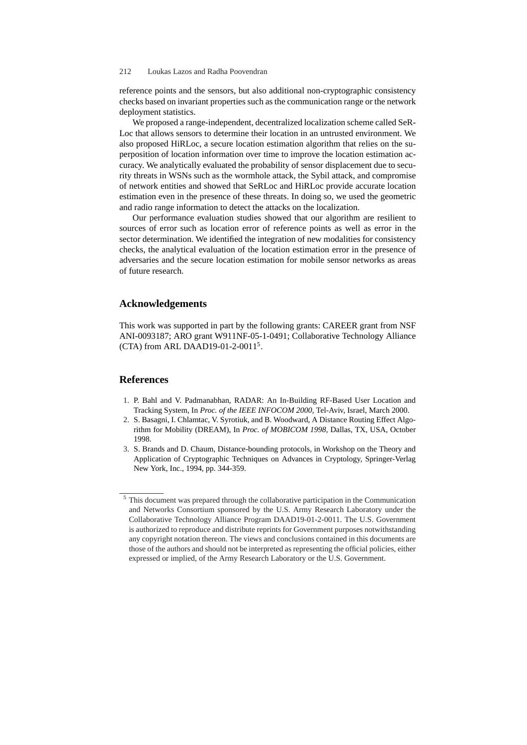reference points and the sensors, but also additional non-cryptographic consistency checks based on invariant properties such as the communication range or the network deployment statistics.

We proposed a range-independent, decentralized localization scheme called SeRLoc that allows sensors to determine their location in an untrusted environment. We also proposed HiRLoc, a secure location estimation algorithm that relies on the superposition of location information over time to improve the location estimation accuracy. We analytically evaluated the probability of sensor displacement due to security threats in WSNs such as the wormhole attack, the Sybil attack, and compromise of network entities and showed that SeRLoc and HiRLoc provide accurate location estimation even in the presence of these threats. In doing so, we used the geometric and radio range information to detect the attacks on the localization.

Our performance evaluation studies showed that our algorithm are resilient to sources of error such as location error of reference points as well as error in the sector determination. We identified the integration of new modalities for consistency checks, the analytical evaluation of the location estimation error in the presence of adversaries and the secure location estimation for mobile sensor networks as areas of future research.

## Acknowledgements

This work was supported in part by the following grants: CAREER grant from NSF ANI-0093187; ARO grant W911NF-05-1-0491; Collaborative Technology Alliance (CTA) from ARL DAAD19-01-2-0011[5].

## References

1. P. Bahl and V. Padmanabhan, RADAR: An In-Building RF-Based User Location and Tracking System, In *Proc. of the IEEE INFOCOM 2000*, Tel-Aviv, Israel, March 2000.
2. S. Basagni, I. Chlamtac, V. Syrotiuk, and B. Woodward, A Distance Routing Effect Algorithm for Mobility (DREAM), In *Proc. of MOBICOM 1998*, Dallas, TX, USA, October 1998.
3. S. Brands and D. Chaum, Distance-bounding protocols, in Workshop on the Theory and Application of Cryptographic Techniques on Advances in Cryptology, Springer-Verlag New York, Inc., 1994, pp. 344-359.

[5] This document was prepared through the collaborative participation in the Communication and Networks Consortium sponsored by the U.S. Army Research Laboratory under the Collaborative Technology Alliance Program DAAD19-01-2-0011. The U.S. Government is authorized to reproduce and distribute reprints for Government purposes notwithstanding any copyright notation thereon. The views and conclusions contained in this documents are those of the authors and should not be interpreted as representing the official policies, either expressed or implied, of the Army Research Laboratory or the U.S. Government.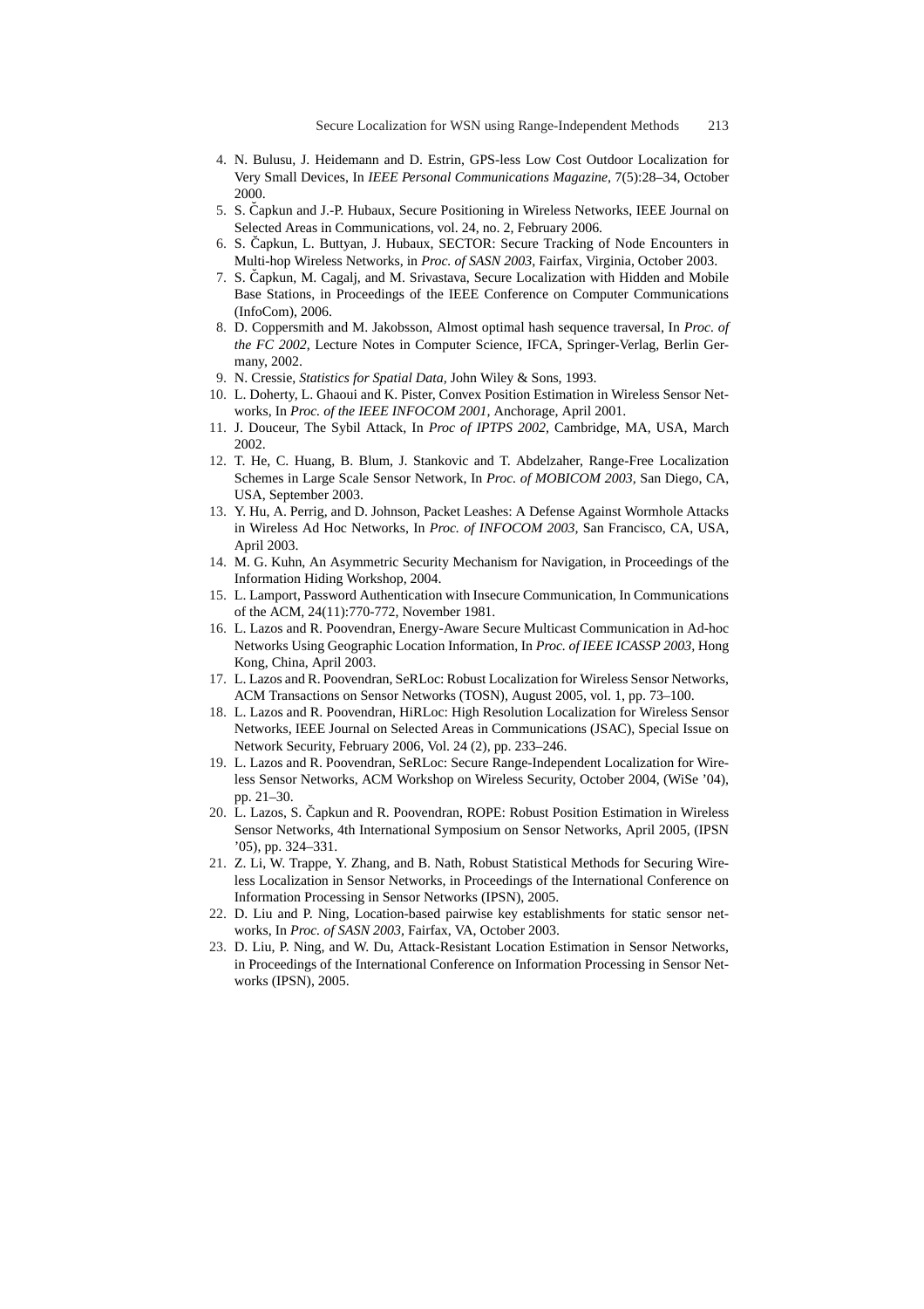4. N. Bulusu, J. Heidemann and D. Estrin, GPS-less Low Cost Outdoor Localization for Very Small Devices, In *IEEE Personal Communications Magazine*, 7(5):28–34, October 2000.
5. S. Čapkun and J.-P. Hubaux, Secure Positioning in Wireless Networks, IEEE Journal on Selected Areas in Communications, vol. 24, no. 2, February 2006.
6. S. Čapkun, L. Buttyan, J. Hubaux, SECTOR: Secure Tracking of Node Encounters in Multi-hop Wireless Networks, in *Proc. of SASN 2003*, Fairfax, Virginia, October 2003.
7. S. Čapkun, M. Cagalj, and M. Srivastava, Secure Localization with Hidden and Mobile Base Stations, in Proceedings of the IEEE Conference on Computer Communications (InfoCom), 2006.
8. D. Coppersmith and M. Jakobsson, Almost optimal hash sequence traversal, In *Proc. of the FC 2002*, Lecture Notes in Computer Science, IFCA, Springer-Verlag, Berlin Germany, 2002.
9. N. Cressie, *Statistics for Spatial Data*, John Wiley & Sons, 1993.
10. L. Doherty, L. Ghaoui and K. Pister, Convex Position Estimation in Wireless Sensor Networks, In *Proc. of the IEEE INFOCOM 2001*, Anchorage, April 2001.
11. J. Douceur, The Sybil Attack, In *Proc of IPTPS 2002*, Cambridge, MA, USA, March 2002.
12. T. He, C. Huang, B. Blum, J. Stankovic and T. Abdelzaher, Range-Free Localization Schemes in Large Scale Sensor Network, In *Proc. of MOBICOM 2003*, San Diego, CA, USA, September 2003.
13. Y. Hu, A. Perrig, and D. Johnson, Packet Leashes: A Defense Against Wormhole Attacks in Wireless Ad Hoc Networks, In *Proc. of INFOCOM 2003*, San Francisco, CA, USA, April 2003.
14. M. G. Kuhn, An Asymmetric Security Mechanism for Navigation, in Proceedings of the Information Hiding Workshop, 2004.
15. L. Lamport, Password Authentication with Insecure Communication, In Communications of the ACM, 24(11):770-772, November 1981.
16. L. Lazos and R. Poovendran, Energy-Aware Secure Multicast Communication in Ad-hoc Networks Using Geographic Location Information, In *Proc. of IEEE ICASSP 2003*, Hong Kong, China, April 2003.
17. L. Lazos and R. Poovendran, SeRLoc: Robust Localization for Wireless Sensor Networks, ACM Transactions on Sensor Networks (TOSN), August 2005, vol. 1, pp. 73–100.
18. L. Lazos and R. Poovendran, HiRLoc: High Resolution Localization for Wireless Sensor Networks, IEEE Journal on Selected Areas in Communications (JSAC), Special Issue on Network Security, February 2006, Vol. 24 (2), pp. 233–246.
19. L. Lazos and R. Poovendran, SeRLoc: Secure Range-Independent Localization for Wireless Sensor Networks, ACM Workshop on Wireless Security, October 2004, (WiSe '04), pp. 21–30.
20. L. Lazos, S. Čapkun and R. Poovendran, ROPE: Robust Position Estimation in Wireless Sensor Networks, 4th International Symposium on Sensor Networks, April 2005, (IPSN '05), pp. 324–331.
21. Z. Li, W. Trappe, Y. Zhang, and B. Nath, Robust Statistical Methods for Securing Wireless Localization in Sensor Networks, in Proceedings of the International Conference on Information Processing in Sensor Networks (IPSN), 2005.
22. D. Liu and P. Ning, Location-based pairwise key establishments for static sensor networks, In *Proc. of SASN 2003*, Fairfax, VA, October 2003.
23. D. Liu, P. Ning, and W. Du, Attack-Resistant Location Estimation in Sensor Networks, in Proceedings of the International Conference on Information Processing in Sensor Networks (IPSN), 2005.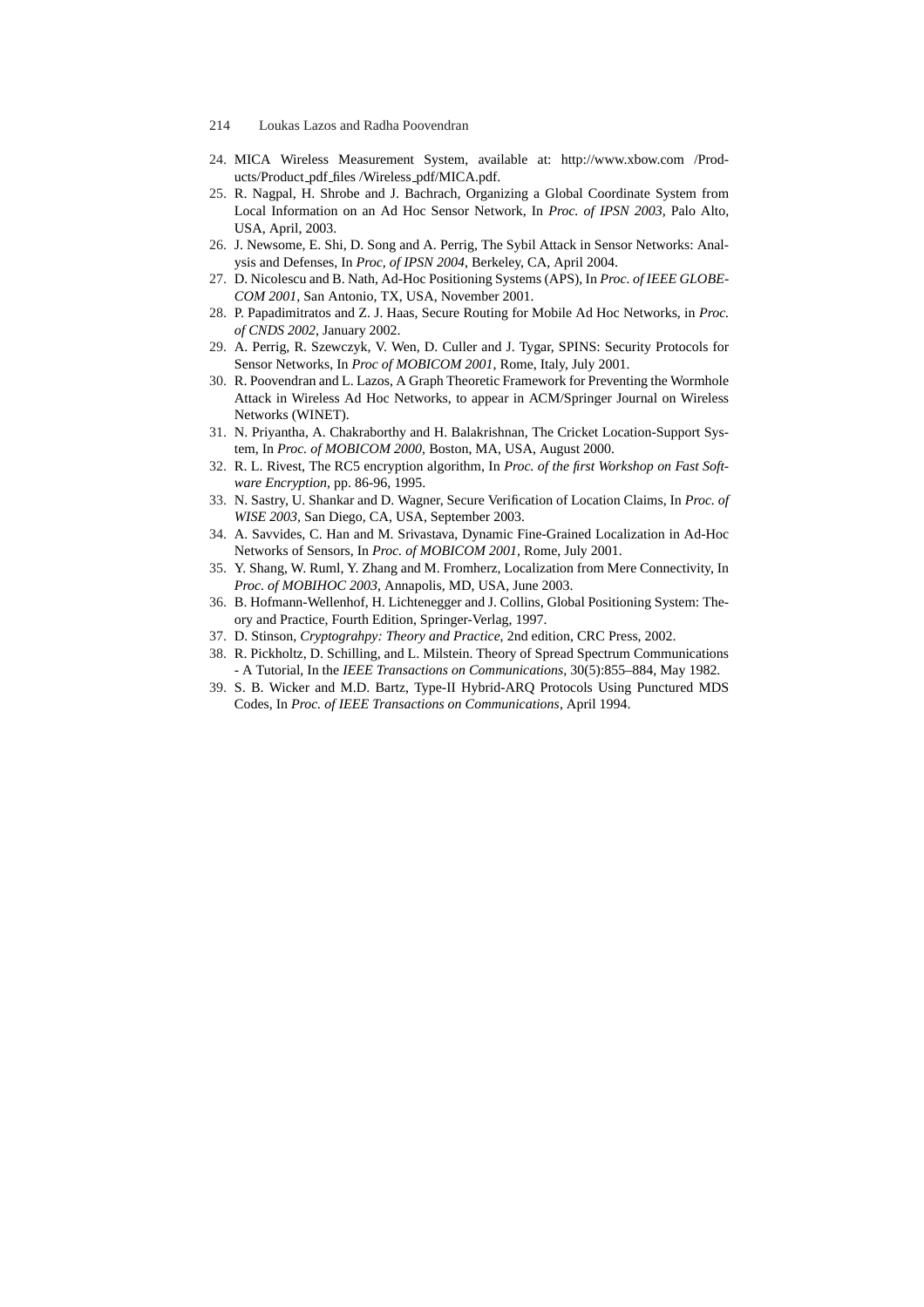24. MICA Wireless Measurement System, available at: http://www.xbow.com /Products/Product_pdf_files /Wireless_pdf/MICA.pdf.
25. R. Nagpal, H. Shrobe and J. Bachrach, Organizing a Global Coordinate System from Local Information on an Ad Hoc Sensor Network, In *Proc. of IPSN 2003*, Palo Alto, USA, April, 2003.
26. J. Newsome, E. Shi, D. Song and A. Perrig, The Sybil Attack in Sensor Networks: Analysis and Defenses, In *Proc, of IPSN 2004*, Berkeley, CA, April 2004.
27. D. Nicolescu and B. Nath, Ad-Hoc Positioning Systems (APS), In *Proc. of IEEE GLOBECOM 2001*, San Antonio, TX, USA, November 2001.
28. P. Papadimitratos and Z. J. Haas, Secure Routing for Mobile Ad Hoc Networks, in *Proc. of CNDS 2002*, January 2002.
29. A. Perrig, R. Szewczyk, V. Wen, D. Culler and J. Tygar, SPINS: Security Protocols for Sensor Networks, In *Proc of MOBICOM 2001*, Rome, Italy, July 2001.
30. R. Poovendran and L. Lazos, A Graph Theoretic Framework for Preventing the Wormhole Attack in Wireless Ad Hoc Networks, to appear in ACM/Springer Journal on Wireless Networks (WINET).
31. N. Priyantha, A. Chakraborthy and H. Balakrishnan, The Cricket Location-Support System, In *Proc. of MOBICOM 2000*, Boston, MA, USA, August 2000.
32. R. L. Rivest, The RC5 encryption algorithm, In *Proc. of the first Workshop on Fast Software Encryption*, pp. 86-96, 1995.
33. N. Sastry, U. Shankar and D. Wagner, Secure Verification of Location Claims, In *Proc. of WISE 2003*, San Diego, CA, USA, September 2003.
34. A. Savvides, C. Han and M. Srivastava, Dynamic Fine-Grained Localization in Ad-Hoc Networks of Sensors, In *Proc. of MOBICOM 2001*, Rome, July 2001.
35. Y. Shang, W. Ruml, Y. Zhang and M. Fromherz, Localization from Mere Connectivity, In *Proc. of MOBIHOC 2003*, Annapolis, MD, USA, June 2003.
36. B. Hofmann-Wellenhof, H. Lichtenegger and J. Collins, Global Positioning System: Theory and Practice, Fourth Edition, Springer-Verlag, 1997.
37. D. Stinson, *Cryptograhpy: Theory and Practice*, 2nd edition, CRC Press, 2002.
38. R. Pickholtz, D. Schilling, and L. Milstein. Theory of Spread Spectrum Communications - A Tutorial, In the *IEEE Transactions on Communications*, 30(5):855–884, May 1982.
39. S. B. Wicker and M.D. Bartz, Type-II Hybrid-ARQ Protocols Using Punctured MDS Codes, In *Proc. of IEEE Transactions on Communications*, April 1994.